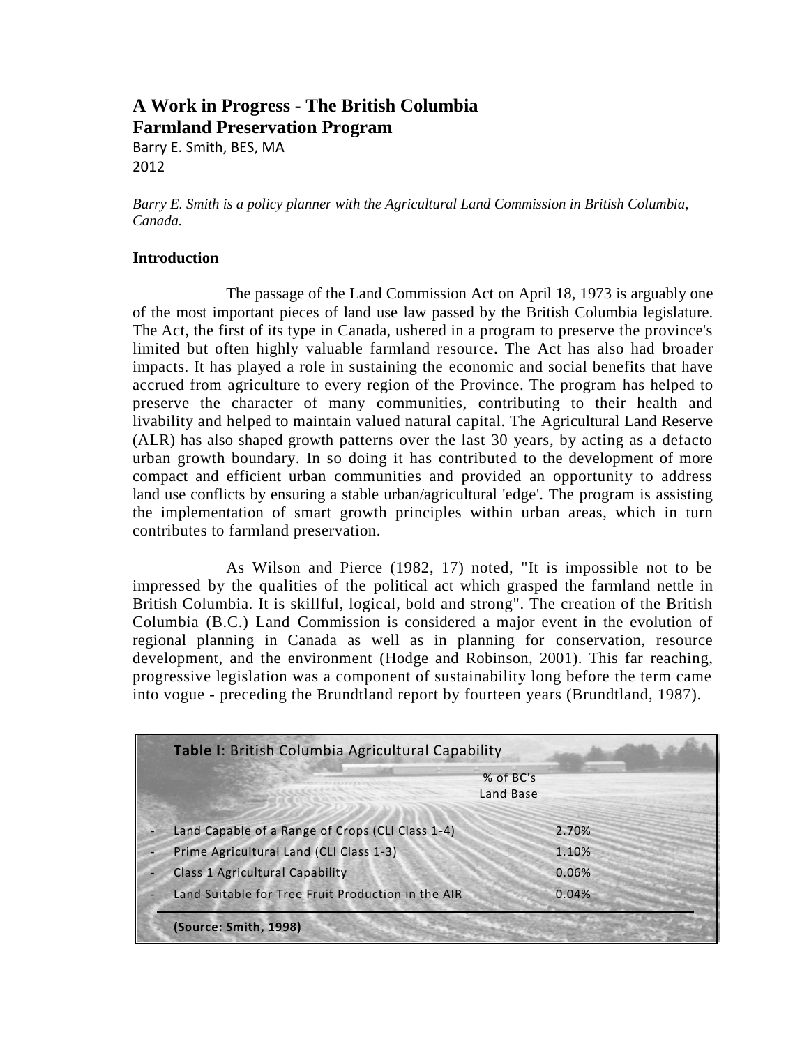# A Work in Progress - The British Columbia Farmland Preservation Program

Barry E. Smith, BES, MA
2012

*Barry E. Smith is a policy planner with the Agricultural Land Commission in British Columbia, Canada.*

## Introduction

The passage of the Land Commission Act on April 18, 1973 is arguably one of the most important pieces of land use law passed by the British Columbia legislature. The Act, the first of its type in Canada, ushered in a program to preserve the province's limited but often highly valuable farmland resource. The Act has also had broader impacts. It has played a role in sustaining the economic and social benefits that have accrued from agriculture to every region of the Province. The program has helped to preserve the character of many communities, contributing to their health and livability and helped to maintain valued natural capital. The Agricultural Land Reserve (ALR) has also shaped growth patterns over the last 30 years, by acting as a defacto urban growth boundary. In so doing it has contributed to the development of more compact and efficient urban communities and provided an opportunity to address land use conflicts by ensuring a stable urban/agricultural 'edge'. The program is assisting the implementation of smart growth principles within urban areas, which in turn contributes to farmland preservation.

As Wilson and Pierce (1982, 17) noted, "It is impossible not to be impressed by the qualities of the political act which grasped the farmland nettle in British Columbia. It is skillful, logical, bold and strong". The creation of the British Columbia (B.C.) Land Commission is considered a major event in the evolution of regional planning in Canada as well as in planning for conservation, resource development, and the environment (Hodge and Robinson, 2001). This far reaching, progressive legislation was a component of sustainability long before the term came into vogue - preceding the Brundtland report by fourteen years (Brundtland, 1987).

**Table I**: British Columbia Agricultural Capability

| | % of BC's Land Base |
|---|---|
| - Land Capable of a Range of Crops (CLI Class 1-4) | 2.70% |
| - Prime Agricultural Land (CLI Class 1-3) | 1.10% |
| - Class 1 Agricultural Capability | 0.06% |
| - Land Suitable for Tree Fruit Production in the AIR | 0.04% |

**(Source: Smith, 1998)**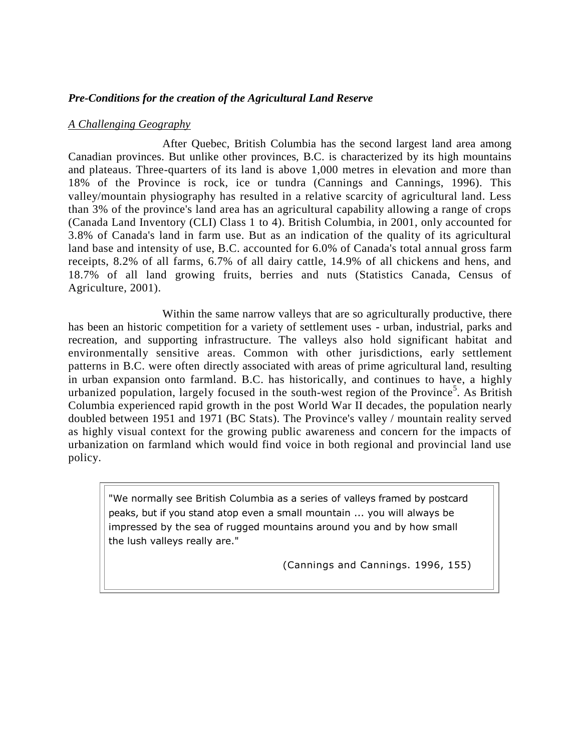***Pre-Conditions for the creation of the Agricultural Land Reserve***

*A Challenging Geography*

After Quebec, British Columbia has the second largest land area among Canadian provinces. But unlike other provinces, B.C. is characterized by its high mountains and plateaus. Three-quarters of its land is above 1,000 metres in elevation and more than 18% of the Province is rock, ice or tundra (Cannings and Cannings, 1996). This valley/mountain physiography has resulted in a relative scarcity of agricultural land. Less than 3% of the province's land area has an agricultural capability allowing a range of crops (Canada Land Inventory (CLI) Class 1 to 4). British Columbia, in 2001, only accounted for 3.8% of Canada's land in farm use. But as an indication of the quality of its agricultural land base and intensity of use, B.C. accounted for 6.0% of Canada's total annual gross farm receipts, 8.2% of all farms, 6.7% of all dairy cattle, 14.9% of all chickens and hens, and 18.7% of all land growing fruits, berries and nuts (Statistics Canada, Census of Agriculture, 2001).

Within the same narrow valleys that are so agriculturally productive, there has been an historic competition for a variety of settlement uses - urban, industrial, parks and recreation, and supporting infrastructure. The valleys also hold significant habitat and environmentally sensitive areas. Common with other jurisdictions, early settlement patterns in B.C. were often directly associated with areas of prime agricultural land, resulting in urban expansion onto farmland. B.C. has historically, and continues to have, a highly urbanized population, largely focused in the south-west region of the Province[5]. As British Columbia experienced rapid growth in the post World War II decades, the population nearly doubled between 1951 and 1971 (BC Stats). The Province's valley / mountain reality served as highly visual context for the growing public awareness and concern for the impacts of urbanization on farmland which would find voice in both regional and provincial land use policy.

> "We normally see British Columbia as a series of valleys framed by postcard peaks, but if you stand atop even a small mountain ... you will always be impressed by the sea of rugged mountains around you and by how small the lush valleys really are."
>
> (Cannings and Cannings. 1996, 155)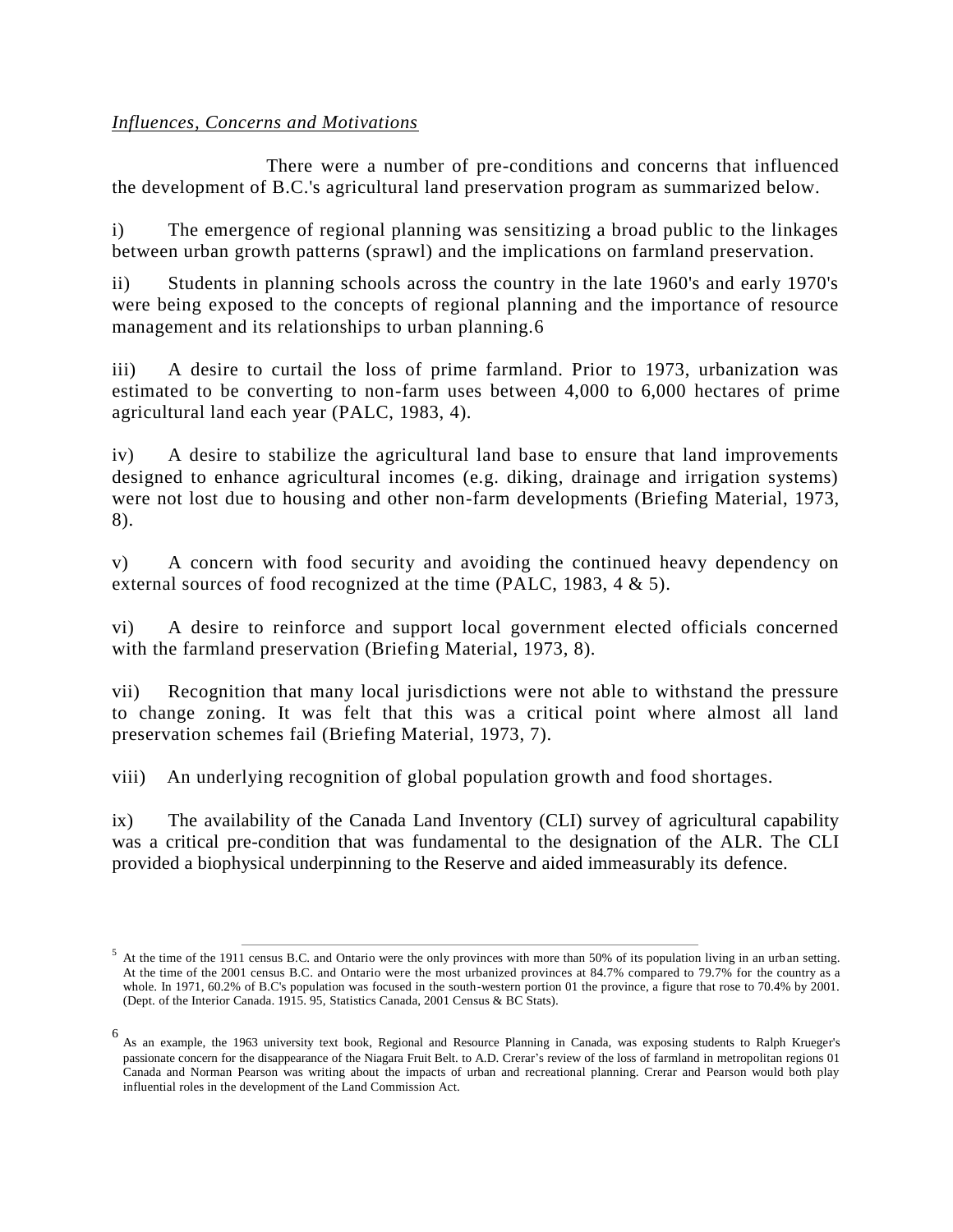*Influences, Concerns and Motivations*

There were a number of pre-conditions and concerns that influenced the development of B.C.'s agricultural land preservation program as summarized below.

i) The emergence of regional planning was sensitizing a broad public to the linkages between urban growth patterns (sprawl) and the implications on farmland preservation.

ii) Students in planning schools across the country in the late 1960's and early 1970's were being exposed to the concepts of regional planning and the importance of resource management and its relationships to urban planning.[6]

iii) A desire to curtail the loss of prime farmland. Prior to 1973, urbanization was estimated to be converting to non-farm uses between 4,000 to 6,000 hectares of prime agricultural land each year (PALC, 1983, 4).

iv) A desire to stabilize the agricultural land base to ensure that land improvements designed to enhance agricultural incomes (e.g. diking, drainage and irrigation systems) were not lost due to housing and other non-farm developments (Briefing Material, 1973, 8).

v) A concern with food security and avoiding the continued heavy dependency on external sources of food recognized at the time (PALC, 1983, 4 & 5).

vi) A desire to reinforce and support local government elected officials concerned with the farmland preservation (Briefing Material, 1973, 8).

vii) Recognition that many local jurisdictions were not able to withstand the pressure to change zoning. It was felt that this was a critical point where almost all land preservation schemes fail (Briefing Material, 1973, 7).

viii) An underlying recognition of global population growth and food shortages.

ix) The availability of the Canada Land Inventory (CLI) survey of agricultural capability was a critical pre-condition that was fundamental to the designation of the ALR. The CLI provided a biophysical underpinning to the Reserve and aided immeasurably its defence.

---

[5] At the time of the 1911 census B.C. and Ontario were the only provinces with more than 50% of its population living in an urban setting. At the time of the 2001 census B.C. and Ontario were the most urbanized provinces at 84.7% compared to 79.7% for the country as a whole. In 1971, 60.2% of B.C's population was focused in the south-western portion 01 the province, a figure that rose to 70.4% by 2001. (Dept. of the Interior Canada. 1915. 95, Statistics Canada, 2001 Census & BC Stats).

[6] As an example, the 1963 university text book, Regional and Resource Planning in Canada, was exposing students to Ralph Krueger's passionate concern for the disappearance of the Niagara Fruit Belt. to A.D. Crerar's review of the loss of farmland in metropolitan regions 01 Canada and Norman Pearson was writing about the impacts of urban and recreational planning. Crerar and Pearson would both play influential roles in the development of the Land Commission Act.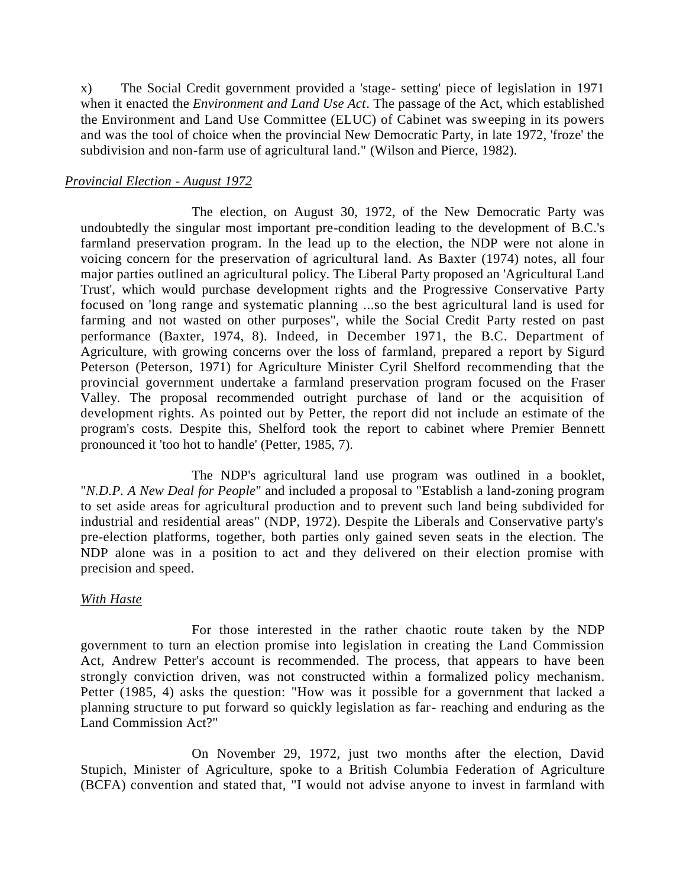x) The Social Credit government provided a 'stage- setting' piece of legislation in 1971 when it enacted the *Environment and Land Use Act*. The passage of the Act, which established the Environment and Land Use Committee (ELUC) of Cabinet was sweeping in its powers and was the tool of choice when the provincial New Democratic Party, in late 1972, 'froze' the subdivision and non-farm use of agricultural land." (Wilson and Pierce, 1982).

*Provincial Election - August 1972*

The election, on August 30, 1972, of the New Democratic Party was undoubtedly the singular most important pre-condition leading to the development of B.C.'s farmland preservation program. In the lead up to the election, the NDP were not alone in voicing concern for the preservation of agricultural land. As Baxter (1974) notes, all four major parties outlined an agricultural policy. The Liberal Party proposed an 'Agricultural Land Trust', which would purchase development rights and the Progressive Conservative Party focused on 'long range and systematic planning ...so the best agricultural land is used for farming and not wasted on other purposes", while the Social Credit Party rested on past performance (Baxter, 1974, 8). Indeed, in December 1971, the B.C. Department of Agriculture, with growing concerns over the loss of farmland, prepared a report by Sigurd Peterson (Peterson, 1971) for Agriculture Minister Cyril Shelford recommending that the provincial government undertake a farmland preservation program focused on the Fraser Valley. The proposal recommended outright purchase of land or the acquisition of development rights. As pointed out by Petter, the report did not include an estimate of the program's costs. Despite this, Shelford took the report to cabinet where Premier Bennett pronounced it 'too hot to handle' (Petter, 1985, 7).

The NDP's agricultural land use program was outlined in a booklet, "*N.D.P. A New Deal for People*" and included a proposal to "Establish a land-zoning program to set aside areas for agricultural production and to prevent such land being subdivided for industrial and residential areas" (NDP, 1972). Despite the Liberals and Conservative party's pre-election platforms, together, both parties only gained seven seats in the election. The NDP alone was in a position to act and they delivered on their election promise with precision and speed.

*With Haste*

For those interested in the rather chaotic route taken by the NDP government to turn an election promise into legislation in creating the Land Commission Act, Andrew Petter's account is recommended. The process, that appears to have been strongly conviction driven, was not constructed within a formalized policy mechanism. Petter (1985, 4) asks the question: "How was it possible for a government that lacked a planning structure to put forward so quickly legislation as far- reaching and enduring as the Land Commission Act?"

On November 29, 1972, just two months after the election, David Stupich, Minister of Agriculture, spoke to a British Columbia Federation of Agriculture (BCFA) convention and stated that, "I would not advise anyone to invest in farmland with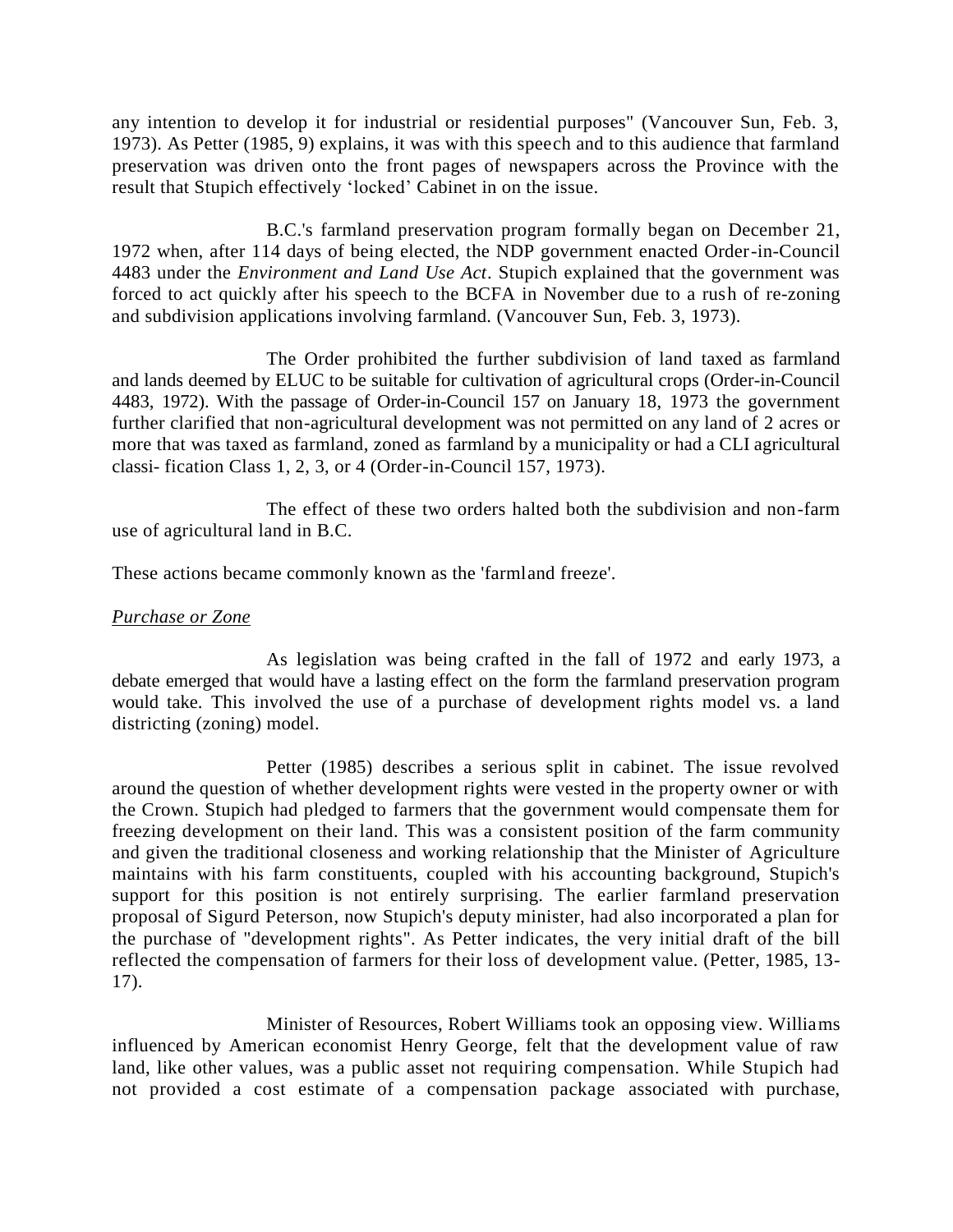any intention to develop it for industrial or residential purposes" (Vancouver Sun, Feb. 3, 1973). As Petter (1985, 9) explains, it was with this speech and to this audience that farmland preservation was driven onto the front pages of newspapers across the Province with the result that Stupich effectively 'locked' Cabinet in on the issue.

B.C.'s farmland preservation program formally began on December 21, 1972 when, after 114 days of being elected, the NDP government enacted Order-in-Council 4483 under the *Environment and Land Use Act*. Stupich explained that the government was forced to act quickly after his speech to the BCFA in November due to a rush of re-zoning and subdivision applications involving farmland. (Vancouver Sun, Feb. 3, 1973).

The Order prohibited the further subdivision of land taxed as farmland and lands deemed by ELUC to be suitable for cultivation of agricultural crops (Order-in-Council 4483, 1972). With the passage of Order-in-Council 157 on January 18, 1973 the government further clarified that non-agricultural development was not permitted on any land of 2 acres or more that was taxed as farmland, zoned as farmland by a municipality or had a CLI agricultural classi- fication Class 1, 2, 3, or 4 (Order-in-Council 157, 1973).

The effect of these two orders halted both the subdivision and non-farm use of agricultural land in B.C.

These actions became commonly known as the 'farmland freeze'.

*Purchase or Zone*

As legislation was being crafted in the fall of 1972 and early 1973, a debate emerged that would have a lasting effect on the form the farmland preservation program would take. This involved the use of a purchase of development rights model vs. a land districting (zoning) model.

Petter (1985) describes a serious split in cabinet. The issue revolved around the question of whether development rights were vested in the property owner or with the Crown. Stupich had pledged to farmers that the government would compensate them for freezing development on their land. This was a consistent position of the farm community and given the traditional closeness and working relationship that the Minister of Agriculture maintains with his farm constituents, coupled with his accounting background, Stupich's support for this position is not entirely surprising. The earlier farmland preservation proposal of Sigurd Peterson, now Stupich's deputy minister, had also incorporated a plan for the purchase of "development rights". As Petter indicates, the very initial draft of the bill reflected the compensation of farmers for their loss of development value. (Petter, 1985, 13-17).

Minister of Resources, Robert Williams took an opposing view. Williams influenced by American economist Henry George, felt that the development value of raw land, like other values, was a public asset not requiring compensation. While Stupich had not provided a cost estimate of a compensation package associated with purchase,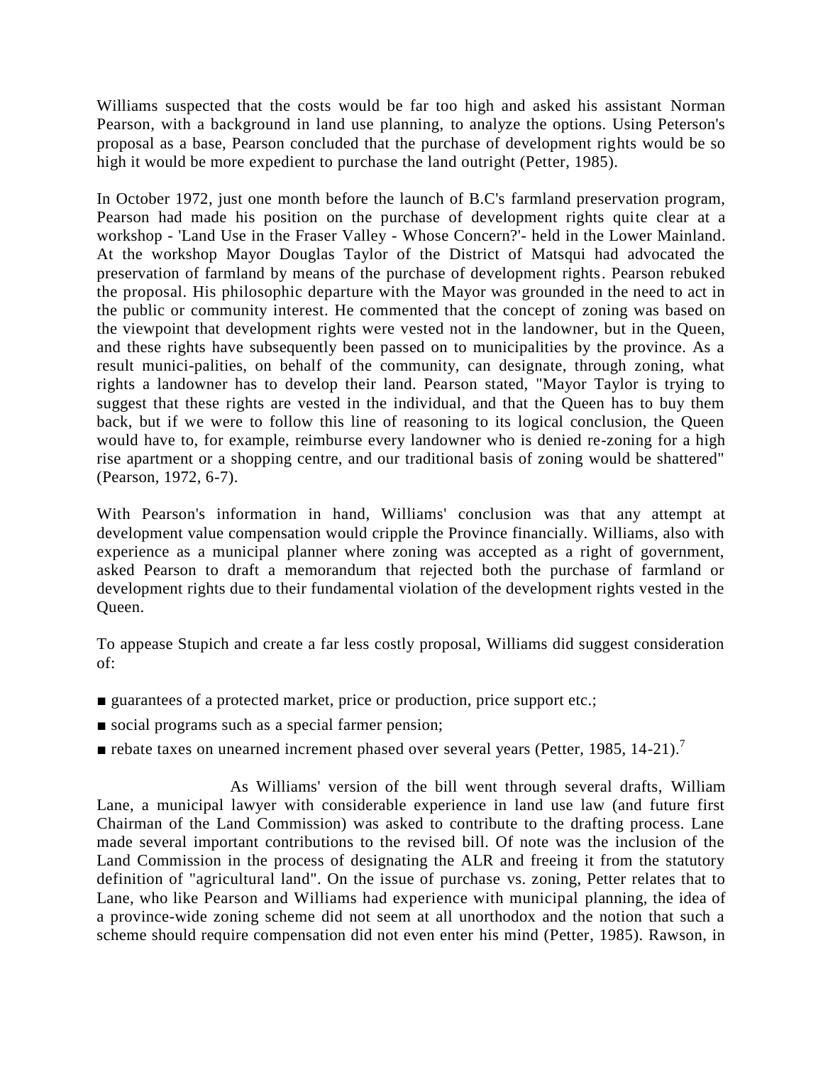Williams suspected that the costs would be far too high and asked his assistant Norman Pearson, with a background in land use planning, to analyze the options. Using Peterson's proposal as a base, Pearson concluded that the purchase of development rights would be so high it would be more expedient to purchase the land outright (Petter, 1985).

In October 1972, just one month before the launch of B.C's farmland preservation program, Pearson had made his position on the purchase of development rights quite clear at a workshop - 'Land Use in the Fraser Valley - Whose Concern?'- held in the Lower Mainland. At the workshop Mayor Douglas Taylor of the District of Matsqui had advocated the preservation of farmland by means of the purchase of development rights. Pearson rebuked the proposal. His philosophic departure with the Mayor was grounded in the need to act in the public or community interest. He commented that the concept of zoning was based on the viewpoint that development rights were vested not in the landowner, but in the Queen, and these rights have subsequently been passed on to municipalities by the province. As a result munici-palities, on behalf of the community, can designate, through zoning, what rights a landowner has to develop their land. Pearson stated, "Mayor Taylor is trying to suggest that these rights are vested in the individual, and that the Queen has to buy them back, but if we were to follow this line of reasoning to its logical conclusion, the Queen would have to, for example, reimburse every landowner who is denied re-zoning for a high rise apartment or a shopping centre, and our traditional basis of zoning would be shattered" (Pearson, 1972, 6-7).

With Pearson's information in hand, Williams' conclusion was that any attempt at development value compensation would cripple the Province financially. Williams, also with experience as a municipal planner where zoning was accepted as a right of government, asked Pearson to draft a memorandum that rejected both the purchase of farmland or development rights due to their fundamental violation of the development rights vested in the Queen.

To appease Stupich and create a far less costly proposal, Williams did suggest consideration of:

- guarantees of a protected market, price or production, price support etc.;
- social programs such as a special farmer pension;
- rebate taxes on unearned increment phased over several years (Petter, 1985, 14-21).[7]

As Williams' version of the bill went through several drafts, William Lane, a municipal lawyer with considerable experience in land use law (and future first Chairman of the Land Commission) was asked to contribute to the drafting process. Lane made several important contributions to the revised bill. Of note was the inclusion of the Land Commission in the process of designating the ALR and freeing it from the statutory definition of "agricultural land". On the issue of purchase vs. zoning, Petter relates that to Lane, who like Pearson and Williams had experience with municipal planning, the idea of a province-wide zoning scheme did not seem at all unorthodox and the notion that such a scheme should require compensation did not even enter his mind (Petter, 1985). Rawson, in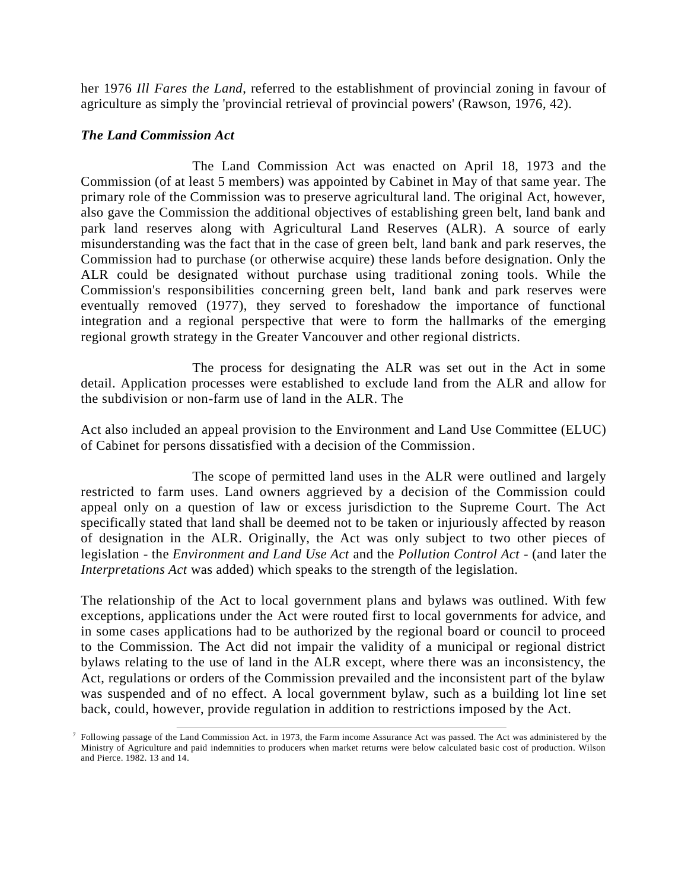her 1976 *Ill Fares the Land*, referred to the establishment of provincial zoning in favour of agriculture as simply the 'provincial retrieval of provincial powers' (Rawson, 1976, 42).

### *The Land Commission Act*

The Land Commission Act was enacted on April 18, 1973 and the Commission (of at least 5 members) was appointed by Cabinet in May of that same year. The primary role of the Commission was to preserve agricultural land. The original Act, however, also gave the Commission the additional objectives of establishing green belt, land bank and park land reserves along with Agricultural Land Reserves (ALR). A source of early misunderstanding was the fact that in the case of green belt, land bank and park reserves, the Commission had to purchase (or otherwise acquire) these lands before designation. Only the ALR could be designated without purchase using traditional zoning tools. While the Commission's responsibilities concerning green belt, land bank and park reserves were eventually removed (1977), they served to foreshadow the importance of functional integration and a regional perspective that were to form the hallmarks of the emerging regional growth strategy in the Greater Vancouver and other regional districts.

The process for designating the ALR was set out in the Act in some detail. Application processes were established to exclude land from the ALR and allow for the subdivision or non-farm use of land in the ALR. The

Act also included an appeal provision to the Environment and Land Use Committee (ELUC) of Cabinet for persons dissatisfied with a decision of the Commission.

The scope of permitted land uses in the ALR were outlined and largely restricted to farm uses. Land owners aggrieved by a decision of the Commission could appeal only on a question of law or excess jurisdiction to the Supreme Court. The Act specifically stated that land shall be deemed not to be taken or injuriously affected by reason of designation in the ALR. Originally, the Act was only subject to two other pieces of legislation - the *Environment and Land Use Act* and the *Pollution Control Act* - (and later the *Interpretations Act* was added) which speaks to the strength of the legislation.

The relationship of the Act to local government plans and bylaws was outlined. With few exceptions, applications under the Act were routed first to local governments for advice, and in some cases applications had to be authorized by the regional board or council to proceed to the Commission. The Act did not impair the validity of a municipal or regional district bylaws relating to the use of land in the ALR except, where there was an inconsistency, the Act, regulations or orders of the Commission prevailed and the inconsistent part of the bylaw was suspended and of no effect. A local government bylaw, such as a building lot line set back, could, however, provide regulation in addition to restrictions imposed by the Act.

---

[7] Following passage of the Land Commission Act. in 1973, the Farm income Assurance Act was passed. The Act was administered by the Ministry of Agriculture and paid indemnities to producers when market returns were below calculated basic cost of production. Wilson and Pierce. 1982. 13 and 14.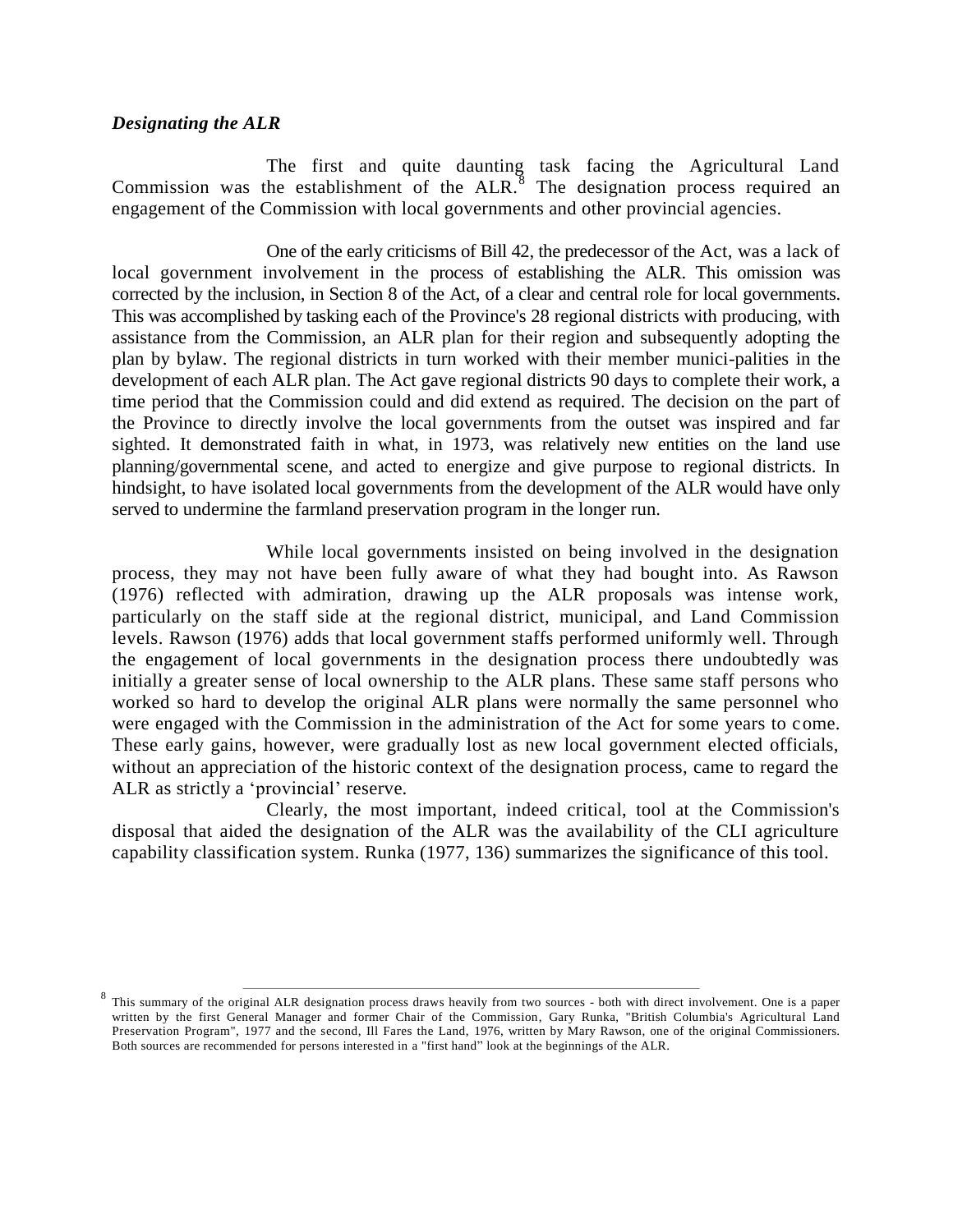### *Designating the ALR*

The first and quite daunting task facing the Agricultural Land Commission was the establishment of the ALR.[8] The designation process required an engagement of the Commission with local governments and other provincial agencies.

One of the early criticisms of Bill 42, the predecessor of the Act, was a lack of local government involvement in the process of establishing the ALR. This omission was corrected by the inclusion, in Section 8 of the Act, of a clear and central role for local governments. This was accomplished by tasking each of the Province's 28 regional districts with producing, with assistance from the Commission, an ALR plan for their region and subsequently adopting the plan by bylaw. The regional districts in turn worked with their member munici-palities in the development of each ALR plan. The Act gave regional districts 90 days to complete their work, a time period that the Commission could and did extend as required. The decision on the part of the Province to directly involve the local governments from the outset was inspired and far sighted. It demonstrated faith in what, in 1973, was relatively new entities on the land use planning/governmental scene, and acted to energize and give purpose to regional districts. In hindsight, to have isolated local governments from the development of the ALR would have only served to undermine the farmland preservation program in the longer run.

While local governments insisted on being involved in the designation process, they may not have been fully aware of what they had bought into. As Rawson (1976) reflected with admiration, drawing up the ALR proposals was intense work, particularly on the staff side at the regional district, municipal, and Land Commission levels. Rawson (1976) adds that local government staffs performed uniformly well. Through the engagement of local governments in the designation process there undoubtedly was initially a greater sense of local ownership to the ALR plans. These same staff persons who worked so hard to develop the original ALR plans were normally the same personnel who were engaged with the Commission in the administration of the Act for some years to come. These early gains, however, were gradually lost as new local government elected officials, without an appreciation of the historic context of the designation process, came to regard the ALR as strictly a 'provincial' reserve.

Clearly, the most important, indeed critical, tool at the Commission's disposal that aided the designation of the ALR was the availability of the CLI agriculture capability classification system. Runka (1977, 136) summarizes the significance of this tool.

---

[8] This summary of the original ALR designation process draws heavily from two sources - both with direct involvement. One is a paper written by the first General Manager and former Chair of the Commission, Gary Runka, "British Columbia's Agricultural Land Preservation Program", 1977 and the second, Ill Fares the Land, 1976, written by Mary Rawson, one of the original Commissioners. Both sources are recommended for persons interested in a "first hand" look at the beginnings of the ALR.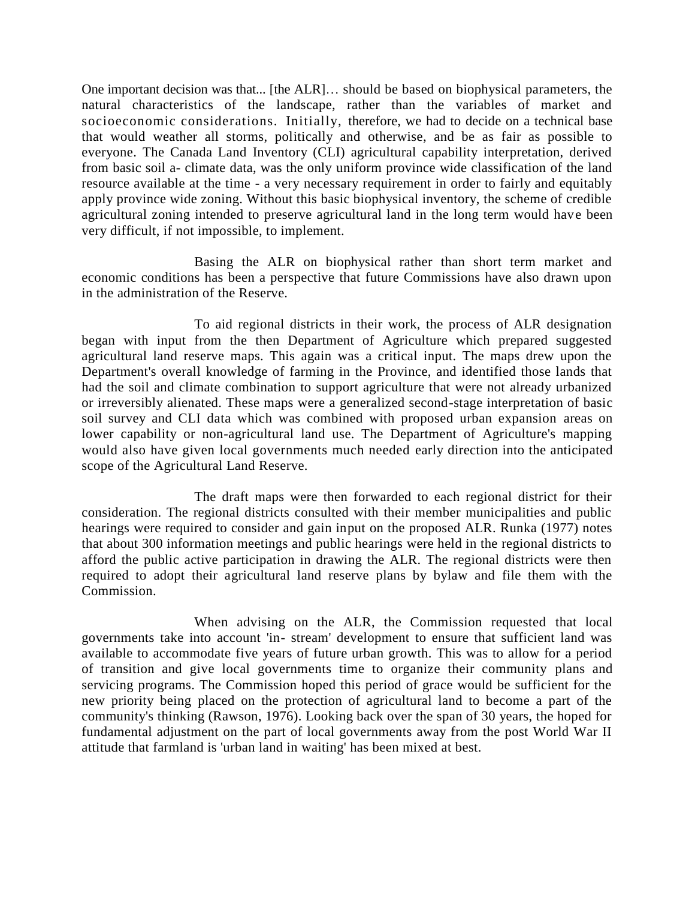One important decision was that... [the ALR]… should be based on biophysical parameters, the natural characteristics of the landscape, rather than the variables of market and socioeconomic considerations. Initially, therefore, we had to decide on a technical base that would weather all storms, politically and otherwise, and be as fair as possible to everyone. The Canada Land Inventory (CLI) agricultural capability interpretation, derived from basic soil a- climate data, was the only uniform province wide classification of the land resource available at the time - a very necessary requirement in order to fairly and equitably apply province wide zoning. Without this basic biophysical inventory, the scheme of credible agricultural zoning intended to preserve agricultural land in the long term would have been very difficult, if not impossible, to implement.

Basing the ALR on biophysical rather than short term market and economic conditions has been a perspective that future Commissions have also drawn upon in the administration of the Reserve.

To aid regional districts in their work, the process of ALR designation began with input from the then Department of Agriculture which prepared suggested agricultural land reserve maps. This again was a critical input. The maps drew upon the Department's overall knowledge of farming in the Province, and identified those lands that had the soil and climate combination to support agriculture that were not already urbanized or irreversibly alienated. These maps were a generalized second-stage interpretation of basic soil survey and CLI data which was combined with proposed urban expansion areas on lower capability or non-agricultural land use. The Department of Agriculture's mapping would also have given local governments much needed early direction into the anticipated scope of the Agricultural Land Reserve.

The draft maps were then forwarded to each regional district for their consideration. The regional districts consulted with their member municipalities and public hearings were required to consider and gain input on the proposed ALR. Runka (1977) notes that about 300 information meetings and public hearings were held in the regional districts to afford the public active participation in drawing the ALR. The regional districts were then required to adopt their agricultural land reserve plans by bylaw and file them with the Commission.

When advising on the ALR, the Commission requested that local governments take into account 'in- stream' development to ensure that sufficient land was available to accommodate five years of future urban growth. This was to allow for a period of transition and give local governments time to organize their community plans and servicing programs. The Commission hoped this period of grace would be sufficient for the new priority being placed on the protection of agricultural land to become a part of the community's thinking (Rawson, 1976). Looking back over the span of 30 years, the hoped for fundamental adjustment on the part of local governments away from the post World War II attitude that farmland is 'urban land in waiting' has been mixed at best.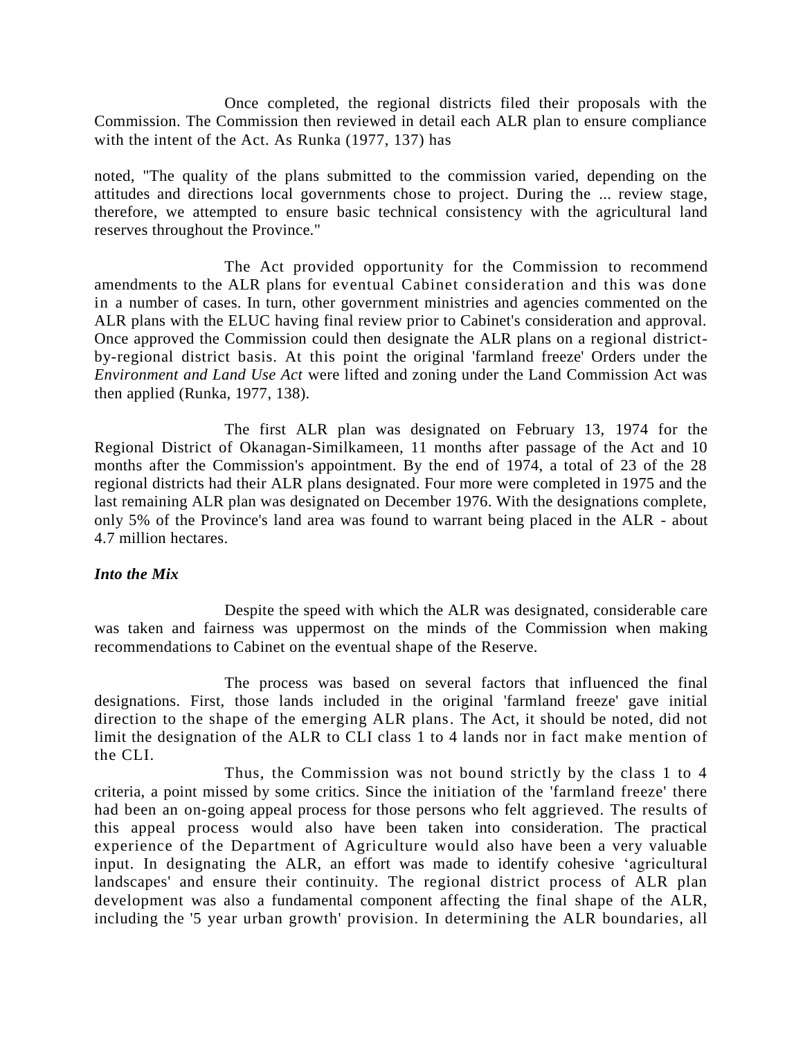Once completed, the regional districts filed their proposals with the Commission. The Commission then reviewed in detail each ALR plan to ensure compliance with the intent of the Act. As Runka (1977, 137) has

noted, "The quality of the plans submitted to the commission varied, depending on the attitudes and directions local governments chose to project. During the ... review stage, therefore, we attempted to ensure basic technical consistency with the agricultural land reserves throughout the Province."

The Act provided opportunity for the Commission to recommend amendments to the ALR plans for eventual Cabinet consideration and this was done in a number of cases. In turn, other government ministries and agencies commented on the ALR plans with the ELUC having final review prior to Cabinet's consideration and approval. Once approved the Commission could then designate the ALR plans on a regional district-by-regional district basis. At this point the original 'farmland freeze' Orders under the *Environment and Land Use Act* were lifted and zoning under the Land Commission Act was then applied (Runka, 1977, 138).

The first ALR plan was designated on February 13, 1974 for the Regional District of Okanagan-Similkameen, 11 months after passage of the Act and 10 months after the Commission's appointment. By the end of 1974, a total of 23 of the 28 regional districts had their ALR plans designated. Four more were completed in 1975 and the last remaining ALR plan was designated on December 1976. With the designations complete, only 5% of the Province's land area was found to warrant being placed in the ALR - about 4.7 million hectares.

### *Into the Mix*

Despite the speed with which the ALR was designated, considerable care was taken and fairness was uppermost on the minds of the Commission when making recommendations to Cabinet on the eventual shape of the Reserve.

The process was based on several factors that influenced the final designations. First, those lands included in the original 'farmland freeze' gave initial direction to the shape of the emerging ALR plans. The Act, it should be noted, did not limit the designation of the ALR to CLI class 1 to 4 lands nor in fact make mention of the CLI.

Thus, the Commission was not bound strictly by the class 1 to 4 criteria, a point missed by some critics. Since the initiation of the 'farmland freeze' there had been an on-going appeal process for those persons who felt aggrieved. The results of this appeal process would also have been taken into consideration. The practical experience of the Department of Agriculture would also have been a very valuable input. In designating the ALR, an effort was made to identify cohesive 'agricultural landscapes' and ensure their continuity. The regional district process of ALR plan development was also a fundamental component affecting the final shape of the ALR, including the '5 year urban growth' provision. In determining the ALR boundaries, all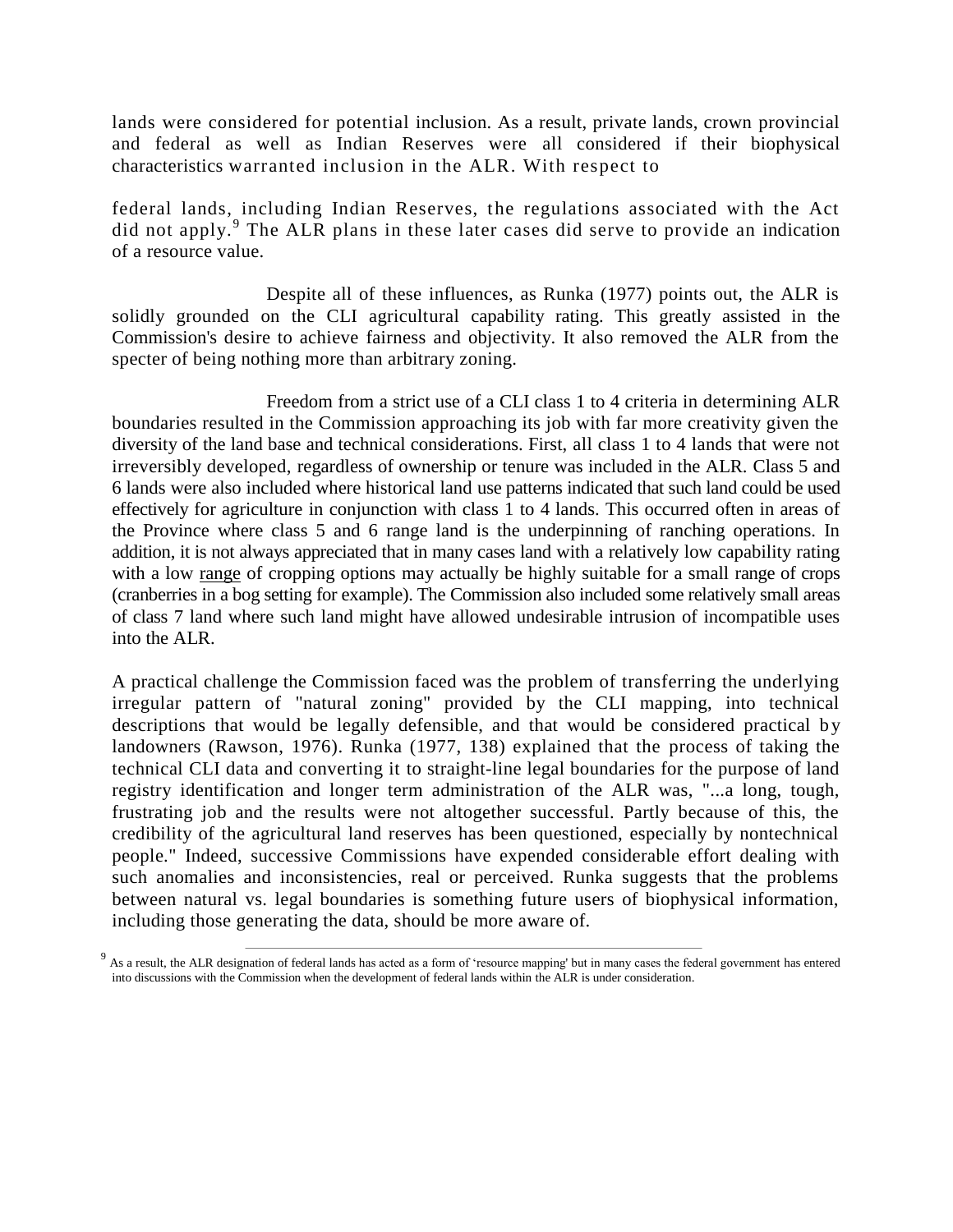lands were considered for potential inclusion. As a result, private lands, crown provincial and federal as well as Indian Reserves were all considered if their biophysical characteristics warranted inclusion in the ALR. With respect to

federal lands, including Indian Reserves, the regulations associated with the Act did not apply.[9] The ALR plans in these later cases did serve to provide an indication of a resource value.

Despite all of these influences, as Runka (1977) points out, the ALR is solidly grounded on the CLI agricultural capability rating. This greatly assisted in the Commission's desire to achieve fairness and objectivity. It also removed the ALR from the specter of being nothing more than arbitrary zoning.

Freedom from a strict use of a CLI class 1 to 4 criteria in determining ALR boundaries resulted in the Commission approaching its job with far more creativity given the diversity of the land base and technical considerations. First, all class 1 to 4 lands that were not irreversibly developed, regardless of ownership or tenure was included in the ALR. Class 5 and 6 lands were also included where historical land use patterns indicated that such land could be used effectively for agriculture in conjunction with class 1 to 4 lands. This occurred often in areas of the Province where class 5 and 6 range land is the underpinning of ranching operations. In addition, it is not always appreciated that in many cases land with a relatively low capability rating with a low range of cropping options may actually be highly suitable for a small range of crops (cranberries in a bog setting for example). The Commission also included some relatively small areas of class 7 land where such land might have allowed undesirable intrusion of incompatible uses into the ALR.

A practical challenge the Commission faced was the problem of transferring the underlying irregular pattern of "natural zoning" provided by the CLI mapping, into technical descriptions that would be legally defensible, and that would be considered practical by landowners (Rawson, 1976). Runka (1977, 138) explained that the process of taking the technical CLI data and converting it to straight-line legal boundaries for the purpose of land registry identification and longer term administration of the ALR was, "...a long, tough, frustrating job and the results were not altogether successful. Partly because of this, the credibility of the agricultural land reserves has been questioned, especially by nontechnical people." Indeed, successive Commissions have expended considerable effort dealing with such anomalies and inconsistencies, real or perceived. Runka suggests that the problems between natural vs. legal boundaries is something future users of biophysical information, including those generating the data, should be more aware of.

---

[9] As a result, the ALR designation of federal lands has acted as a form of 'resource mapping' but in many cases the federal government has entered into discussions with the Commission when the development of federal lands within the ALR is under consideration.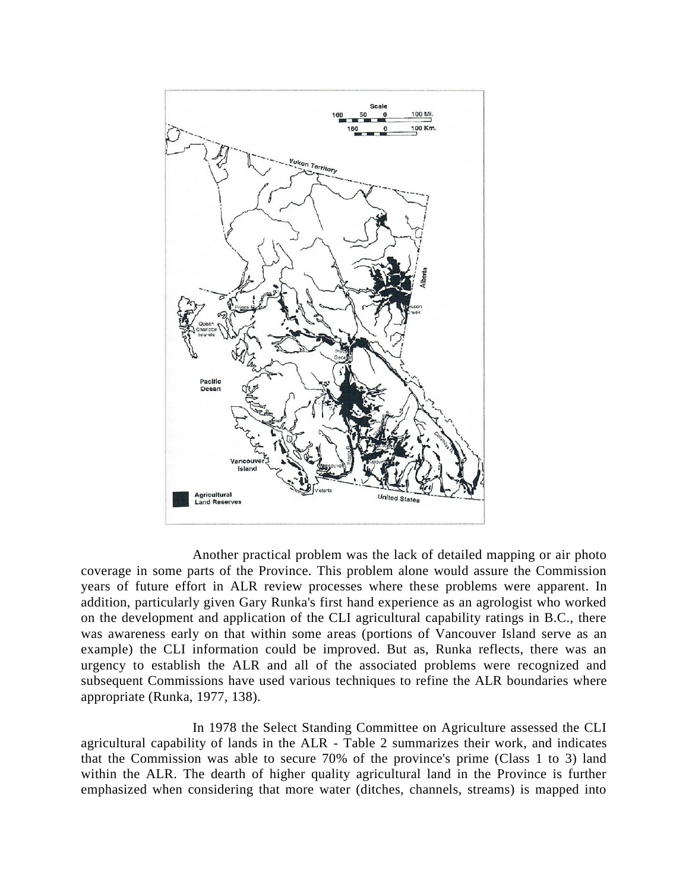Another practical problem was the lack of detailed mapping or air photo coverage in some parts of the Province. This problem alone would assure the Commission years of future effort in ALR review processes where these problems were apparent. In addition, particularly given Gary Runka's first hand experience as an agrologist who worked on the development and application of the CLI agricultural capability ratings in B.C., there was awareness early on that within some areas (portions of Vancouver Island serve as an example) the CLI information could be improved. But as, Runka reflects, there was an urgency to establish the ALR and all of the associated problems were recognized and subsequent Commissions have used various techniques to refine the ALR boundaries where appropriate (Runka, 1977, 138).

In 1978 the Select Standing Committee on Agriculture assessed the CLI agricultural capability of lands in the ALR - Table 2 summarizes their work, and indicates that the Commission was able to secure 70% of the province's prime (Class 1 to 3) land within the ALR. The dearth of higher quality agricultural land in the Province is further emphasized when considering that more water (ditches, channels, streams) is mapped into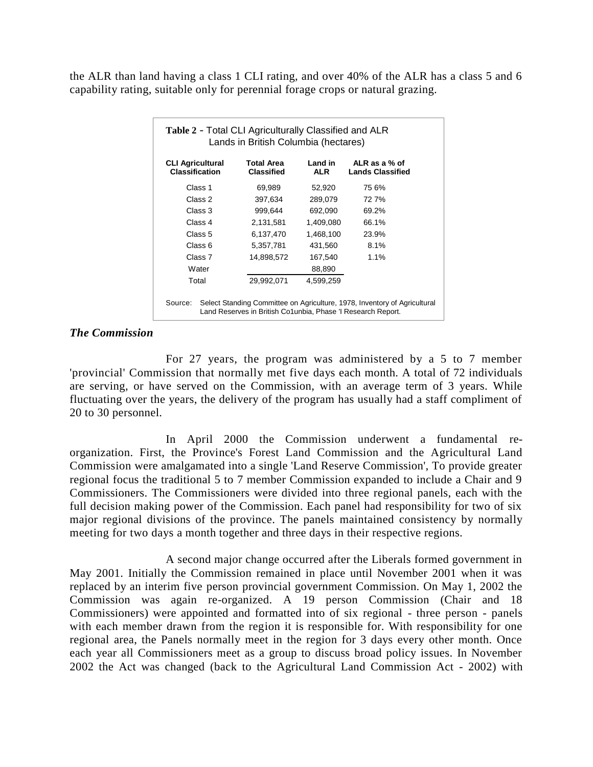the ALR than land having a class 1 CLI rating, and over 40% of the ALR has a class 5 and 6 capability rating, suitable only for perennial forage crops or natural grazing.

**Table 2** - Total CLI Agriculturally Classified and ALR Lands in British Columbia (hectares)

| CLI Agricultural Classification | Total Area Classified | Land in ALR | ALR as a % of Lands Classified |
|---|---|---|---|
| Class 1 | 69,989 | 52,920 | 75 6% |
| Class 2 | 397,634 | 289,079 | 72 7% |
| Class 3 | 999,644 | 692,090 | 69.2% |
| Class 4 | 2,131,581 | 1,409,080 | 66.1% |
| Class 5 | 6,137,470 | 1,468,100 | 23.9% |
| Class 6 | 5,357,781 | 431,560 | 8.1% |
| Class 7 | 14,898,572 | 167,540 | 1.1% |
| Water | | 88,890 | |
| Total | 29,992,071 | 4,599,259 | |

Source: Select Standing Committee on Agriculture, 1978, Inventory of Agricultural Land Reserves in British Co1unbia, Phase 'I Research Report.

### *The Commission*

For 27 years, the program was administered by a 5 to 7 member 'provincial' Commission that normally met five days each month. A total of 72 individuals are serving, or have served on the Commission, with an average term of 3 years. While fluctuating over the years, the delivery of the program has usually had a staff compliment of 20 to 30 personnel.

In April 2000 the Commission underwent a fundamental re-organization. First, the Province's Forest Land Commission and the Agricultural Land Commission were amalgamated into a single 'Land Reserve Commission', To provide greater regional focus the traditional 5 to 7 member Commission expanded to include a Chair and 9 Commissioners. The Commissioners were divided into three regional panels, each with the full decision making power of the Commission. Each panel had responsibility for two of six major regional divisions of the province. The panels maintained consistency by normally meeting for two days a month together and three days in their respective regions.

A second major change occurred after the Liberals formed government in May 2001. Initially the Commission remained in place until November 2001 when it was replaced by an interim five person provincial government Commission. On May 1, 2002 the Commission was again re-organized. A 19 person Commission (Chair and 18 Commissioners) were appointed and formatted into of six regional - three person - panels with each member drawn from the region it is responsible for. With responsibility for one regional area, the Panels normally meet in the region for 3 days every other month. Once each year all Commissioners meet as a group to discuss broad policy issues. In November 2002 the Act was changed (back to the Agricultural Land Commission Act - 2002) with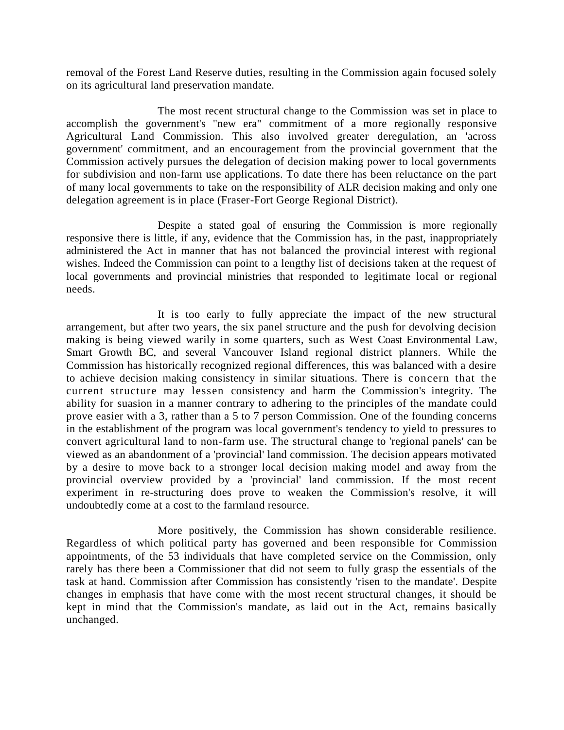removal of the Forest Land Reserve duties, resulting in the Commission again focused solely on its agricultural land preservation mandate.

The most recent structural change to the Commission was set in place to accomplish the government's "new era" commitment of a more regionally responsive Agricultural Land Commission. This also involved greater deregulation, an 'across government' commitment, and an encouragement from the provincial government that the Commission actively pursues the delegation of decision making power to local governments for subdivision and non-farm use applications. To date there has been reluctance on the part of many local governments to take on the responsibility of ALR decision making and only one delegation agreement is in place (Fraser-Fort George Regional District).

Despite a stated goal of ensuring the Commission is more regionally responsive there is little, if any, evidence that the Commission has, in the past, inappropriately administered the Act in manner that has not balanced the provincial interest with regional wishes. Indeed the Commission can point to a lengthy list of decisions taken at the request of local governments and provincial ministries that responded to legitimate local or regional needs.

It is too early to fully appreciate the impact of the new structural arrangement, but after two years, the six panel structure and the push for devolving decision making is being viewed warily in some quarters, such as West Coast Environmental Law, Smart Growth BC, and several Vancouver Island regional district planners. While the Commission has historically recognized regional differences, this was balanced with a desire to achieve decision making consistency in similar situations. There is concern that the current structure may lessen consistency and harm the Commission's integrity. The ability for suasion in a manner contrary to adhering to the principles of the mandate could prove easier with a 3, rather than a 5 to 7 person Commission. One of the founding concerns in the establishment of the program was local government's tendency to yield to pressures to convert agricultural land to non-farm use. The structural change to 'regional panels' can be viewed as an abandonment of a 'provincial' land commission. The decision appears motivated by a desire to move back to a stronger local decision making model and away from the provincial overview provided by a 'provincial' land commission. If the most recent experiment in re-structuring does prove to weaken the Commission's resolve, it will undoubtedly come at a cost to the farmland resource.

More positively, the Commission has shown considerable resilience. Regardless of which political party has governed and been responsible for Commission appointments, of the 53 individuals that have completed service on the Commission, only rarely has there been a Commissioner that did not seem to fully grasp the essentials of the task at hand. Commission after Commission has consistently 'risen to the mandate'. Despite changes in emphasis that have come with the most recent structural changes, it should be kept in mind that the Commission's mandate, as laid out in the Act, remains basically unchanged.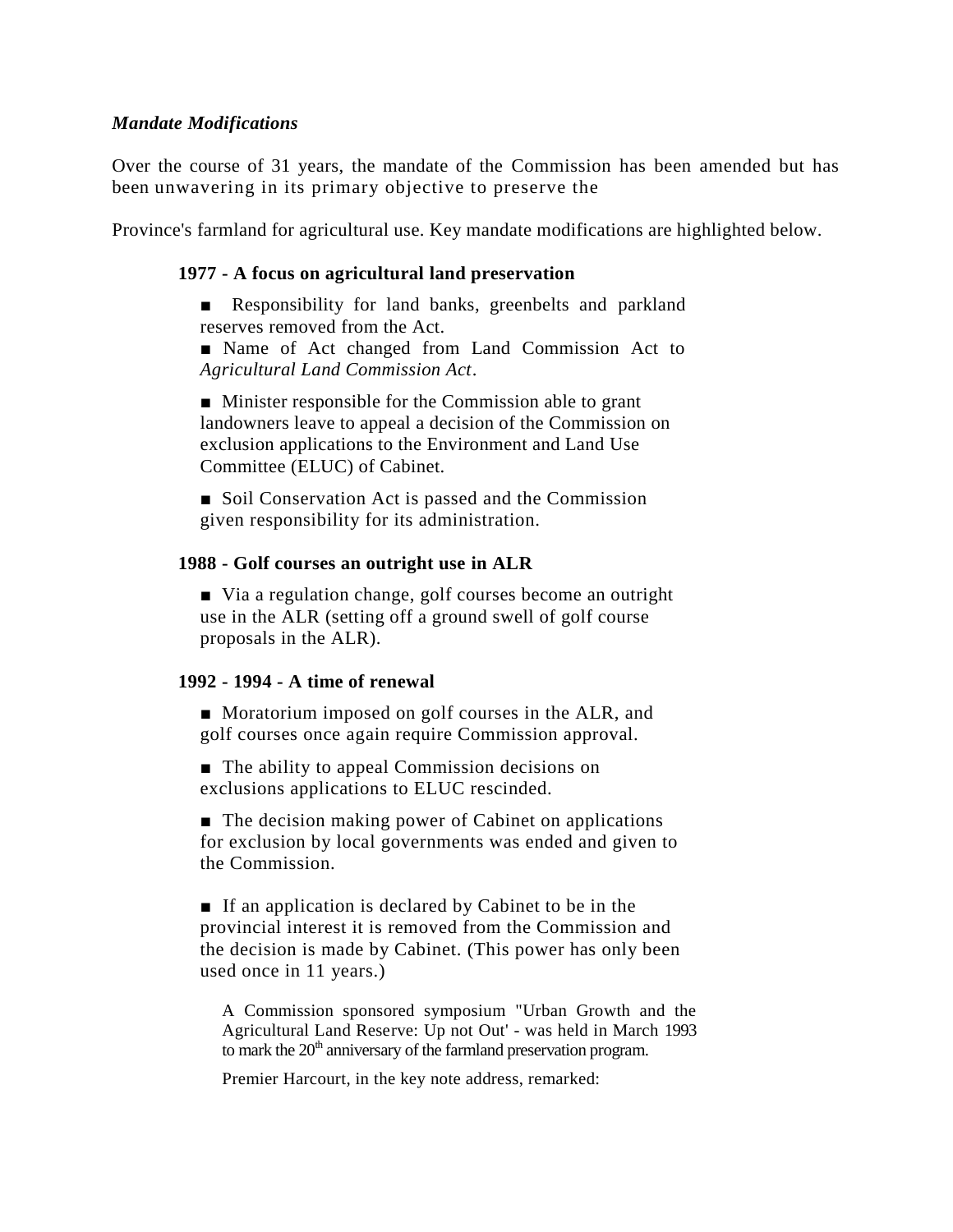### *Mandate Modifications*

Over the course of 31 years, the mandate of the Commission has been amended but has been unwavering in its primary objective to preserve the

Province's farmland for agricultural use. Key mandate modifications are highlighted below.

**1977 - A focus on agricultural land preservation**

- Responsibility for land banks, greenbelts and parkland reserves removed from the Act.
- Name of Act changed from Land Commission Act to *Agricultural Land Commission Act*.
- Minister responsible for the Commission able to grant landowners leave to appeal a decision of the Commission on exclusion applications to the Environment and Land Use Committee (ELUC) of Cabinet.
- Soil Conservation Act is passed and the Commission given responsibility for its administration.

**1988 - Golf courses an outright use in ALR**

- Via a regulation change, golf courses become an outright use in the ALR (setting off a ground swell of golf course proposals in the ALR).

**1992 - 1994 - A time of renewal**

- Moratorium imposed on golf courses in the ALR, and golf courses once again require Commission approval.
- The ability to appeal Commission decisions on exclusions applications to ELUC rescinded.
- The decision making power of Cabinet on applications for exclusion by local governments was ended and given to the Commission.
- If an application is declared by Cabinet to be in the provincial interest it is removed from the Commission and the decision is made by Cabinet. (This power has only been used once in 11 years.)

A Commission sponsored symposium "Urban Growth and the Agricultural Land Reserve: Up not Out' - was held in March 1993 to mark the 20th anniversary of the farmland preservation program.

Premier Harcourt, in the key note address, remarked: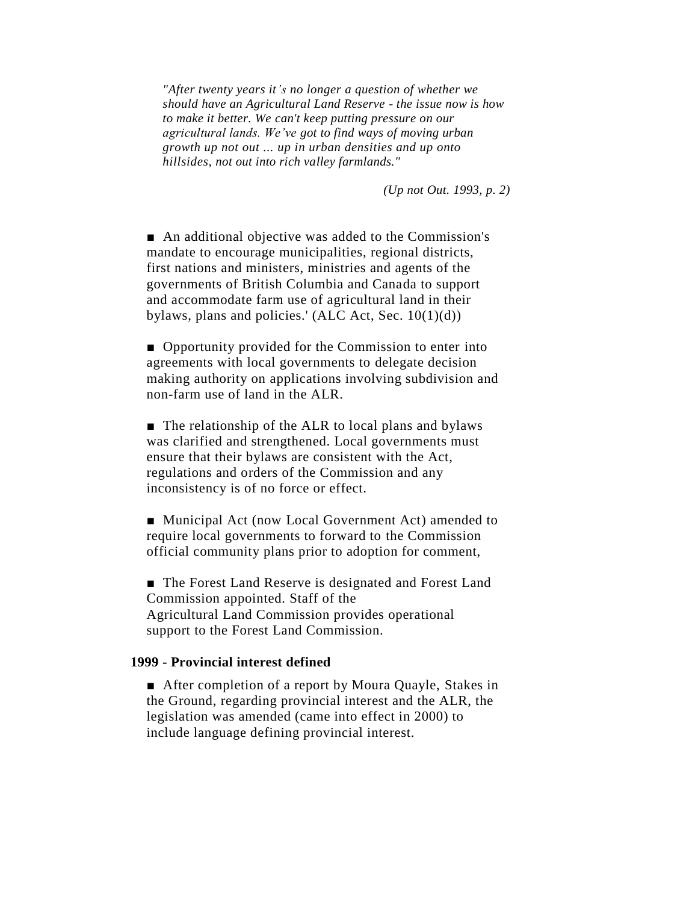*"After twenty years it's no longer a question of whether we should have an Agricultural Land Reserve - the issue now is how to make it better. We can't keep putting pressure on our agricultural lands. We've got to find ways of moving urban growth up not out ... up in urban densities and up onto hillsides, not out into rich valley farmlands."*

*(Up not Out. 1993, p. 2)*

- An additional objective was added to the Commission's mandate to encourage municipalities, regional districts, first nations and ministers, ministries and agents of the governments of British Columbia and Canada to support and accommodate farm use of agricultural land in their bylaws, plans and policies.' (ALC Act, Sec. 10(1)(d))

- Opportunity provided for the Commission to enter into agreements with local governments to delegate decision making authority on applications involving subdivision and non-farm use of land in the ALR.

- The relationship of the ALR to local plans and bylaws was clarified and strengthened. Local governments must ensure that their bylaws are consistent with the Act, regulations and orders of the Commission and any inconsistency is of no force or effect.

- Municipal Act (now Local Government Act) amended to require local governments to forward to the Commission official community plans prior to adoption for comment,

- The Forest Land Reserve is designated and Forest Land Commission appointed. Staff of the Agricultural Land Commission provides operational support to the Forest Land Commission.

**1999 - Provincial interest defined**

- After completion of a report by Moura Quayle, Stakes in the Ground, regarding provincial interest and the ALR, the legislation was amended (came into effect in 2000) to include language defining provincial interest.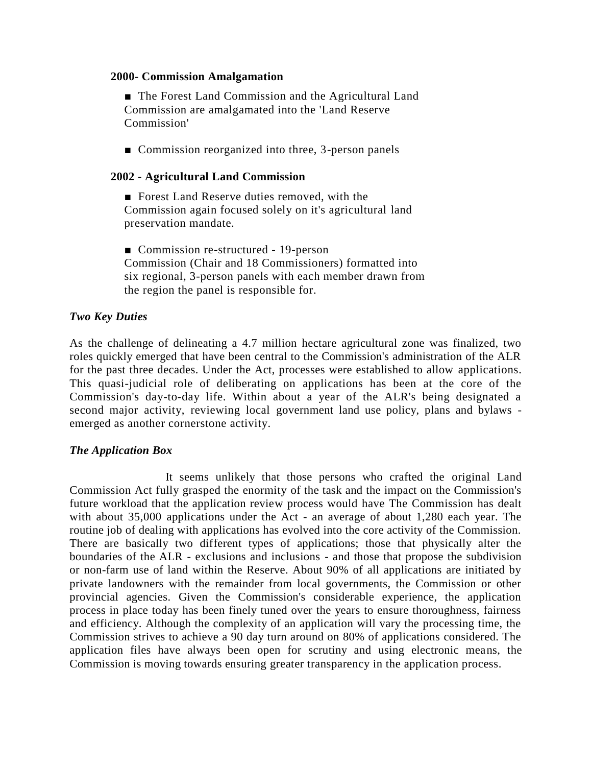**2000- Commission Amalgamation**

■ The Forest Land Commission and the Agricultural Land Commission are amalgamated into the 'Land Reserve Commission'

■ Commission reorganized into three, 3-person panels

**2002 - Agricultural Land Commission**

■ Forest Land Reserve duties removed, with the Commission again focused solely on it's agricultural land preservation mandate.

■ Commission re-structured - 19-person Commission (Chair and 18 Commissioners) formatted into six regional, 3-person panels with each member drawn from the region the panel is responsible for.

***Two Key Duties***

As the challenge of delineating a 4.7 million hectare agricultural zone was finalized, two roles quickly emerged that have been central to the Commission's administration of the ALR for the past three decades. Under the Act, processes were established to allow applications. This quasi-judicial role of deliberating on applications has been at the core of the Commission's day-to-day life. Within about a year of the ALR's being designated a second major activity, reviewing local government land use policy, plans and bylaws - emerged as another cornerstone activity.

***The Application Box***

It seems unlikely that those persons who crafted the original Land Commission Act fully grasped the enormity of the task and the impact on the Commission's future workload that the application review process would have The Commission has dealt with about 35,000 applications under the Act - an average of about 1,280 each year. The routine job of dealing with applications has evolved into the core activity of the Commission. There are basically two different types of applications; those that physically alter the boundaries of the ALR - exclusions and inclusions - and those that propose the subdivision or non-farm use of land within the Reserve. About 90% of all applications are initiated by private landowners with the remainder from local governments, the Commission or other provincial agencies. Given the Commission's considerable experience, the application process in place today has been finely tuned over the years to ensure thoroughness, fairness and efficiency. Although the complexity of an application will vary the processing time, the Commission strives to achieve a 90 day turn around on 80% of applications considered. The application files have always been open for scrutiny and using electronic means, the Commission is moving towards ensuring greater transparency in the application process.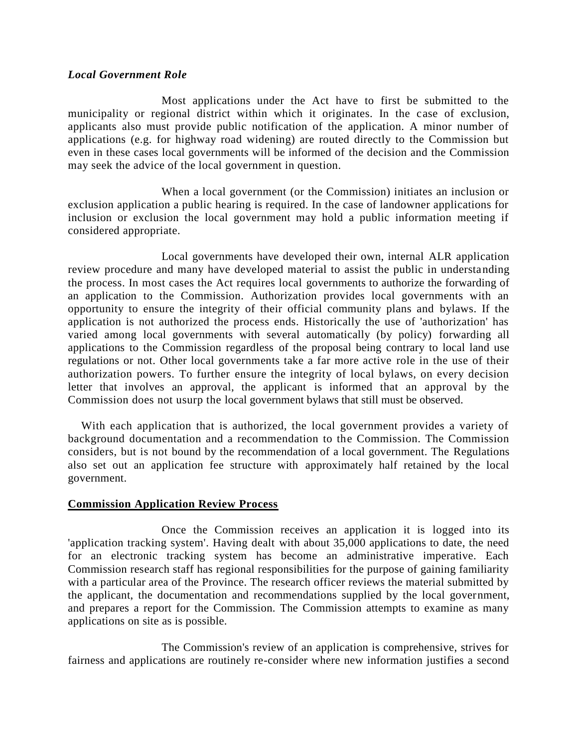***Local Government Role***

Most applications under the Act have to first be submitted to the municipality or regional district within which it originates. In the case of exclusion, applicants also must provide public notification of the application. A minor number of applications (e.g. for highway road widening) are routed directly to the Commission but even in these cases local governments will be informed of the decision and the Commission may seek the advice of the local government in question.

When a local government (or the Commission) initiates an inclusion or exclusion application a public hearing is required. In the case of landowner applications for inclusion or exclusion the local government may hold a public information meeting if considered appropriate.

Local governments have developed their own, internal ALR application review procedure and many have developed material to assist the public in understanding the process. In most cases the Act requires local governments to authorize the forwarding of an application to the Commission. Authorization provides local governments with an opportunity to ensure the integrity of their official community plans and bylaws. If the application is not authorized the process ends. Historically the use of 'authorization' has varied among local governments with several automatically (by policy) forwarding all applications to the Commission regardless of the proposal being contrary to local land use regulations or not. Other local governments take a far more active role in the use of their authorization powers. To further ensure the integrity of local bylaws, on every decision letter that involves an approval, the applicant is informed that an approval by the Commission does not usurp the local government bylaws that still must be observed.

With each application that is authorized, the local government provides a variety of background documentation and a recommendation to the Commission. The Commission considers, but is not bound by the recommendation of a local government. The Regulations also set out an application fee structure with approximately half retained by the local government.

**Commission Application Review Process**

Once the Commission receives an application it is logged into its 'application tracking system'. Having dealt with about 35,000 applications to date, the need for an electronic tracking system has become an administrative imperative. Each Commission research staff has regional responsibilities for the purpose of gaining familiarity with a particular area of the Province. The research officer reviews the material submitted by the applicant, the documentation and recommendations supplied by the local government, and prepares a report for the Commission. The Commission attempts to examine as many applications on site as is possible.

The Commission's review of an application is comprehensive, strives for fairness and applications are routinely re-consider where new information justifies a second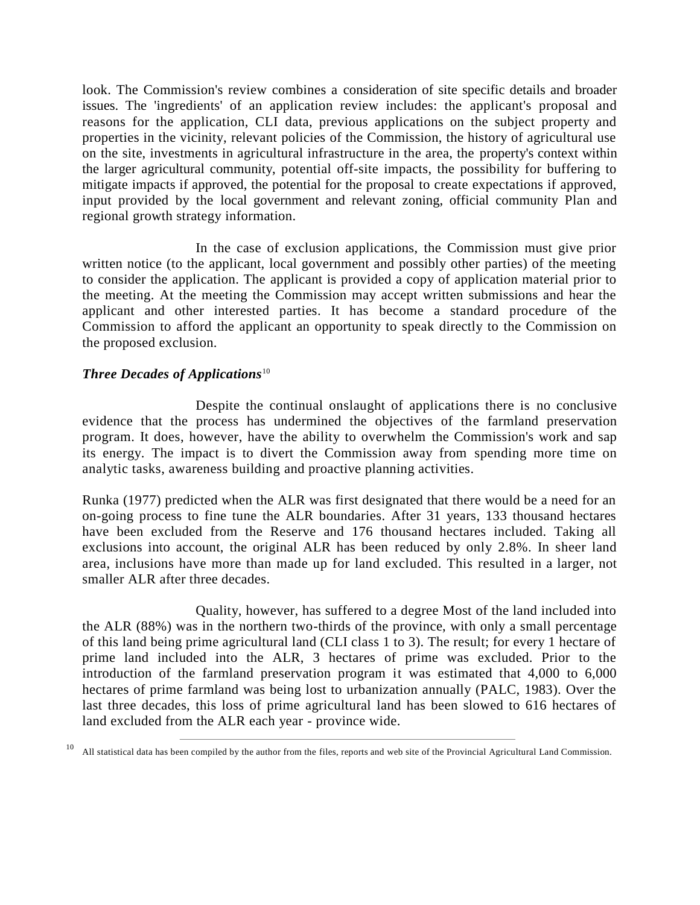look. The Commission's review combines a consideration of site specific details and broader issues. The 'ingredients' of an application review includes: the applicant's proposal and reasons for the application, CLI data, previous applications on the subject property and properties in the vicinity, relevant policies of the Commission, the history of agricultural use on the site, investments in agricultural infrastructure in the area, the property's context within the larger agricultural community, potential off-site impacts, the possibility for buffering to mitigate impacts if approved, the potential for the proposal to create expectations if approved, input provided by the local government and relevant zoning, official community Plan and regional growth strategy information.

In the case of exclusion applications, the Commission must give prior written notice (to the applicant, local government and possibly other parties) of the meeting to consider the application. The applicant is provided a copy of application material prior to the meeting. At the meeting the Commission may accept written submissions and hear the applicant and other interested parties. It has become a standard procedure of the Commission to afford the applicant an opportunity to speak directly to the Commission on the proposed exclusion.

***Three Decades of Applications***[10]

Despite the continual onslaught of applications there is no conclusive evidence that the process has undermined the objectives of the farmland preservation program. It does, however, have the ability to overwhelm the Commission's work and sap its energy. The impact is to divert the Commission away from spending more time on analytic tasks, awareness building and proactive planning activities.

Runka (1977) predicted when the ALR was first designated that there would be a need for an on-going process to fine tune the ALR boundaries. After 31 years, 133 thousand hectares have been excluded from the Reserve and 176 thousand hectares included. Taking all exclusions into account, the original ALR has been reduced by only 2.8%. In sheer land area, inclusions have more than made up for land excluded. This resulted in a larger, not smaller ALR after three decades.

Quality, however, has suffered to a degree Most of the land included into the ALR (88%) was in the northern two-thirds of the province, with only a small percentage of this land being prime agricultural land (CLI class 1 to 3). The result; for every 1 hectare of prime land included into the ALR, 3 hectares of prime was excluded. Prior to the introduction of the farmland preservation program it was estimated that 4,000 to 6,000 hectares of prime farmland was being lost to urbanization annually (PALC, 1983). Over the last three decades, this loss of prime agricultural land has been slowed to 616 hectares of land excluded from the ALR each year - province wide.

---

[10] All statistical data has been compiled by the author from the files, reports and web site of the Provincial Agricultural Land Commission.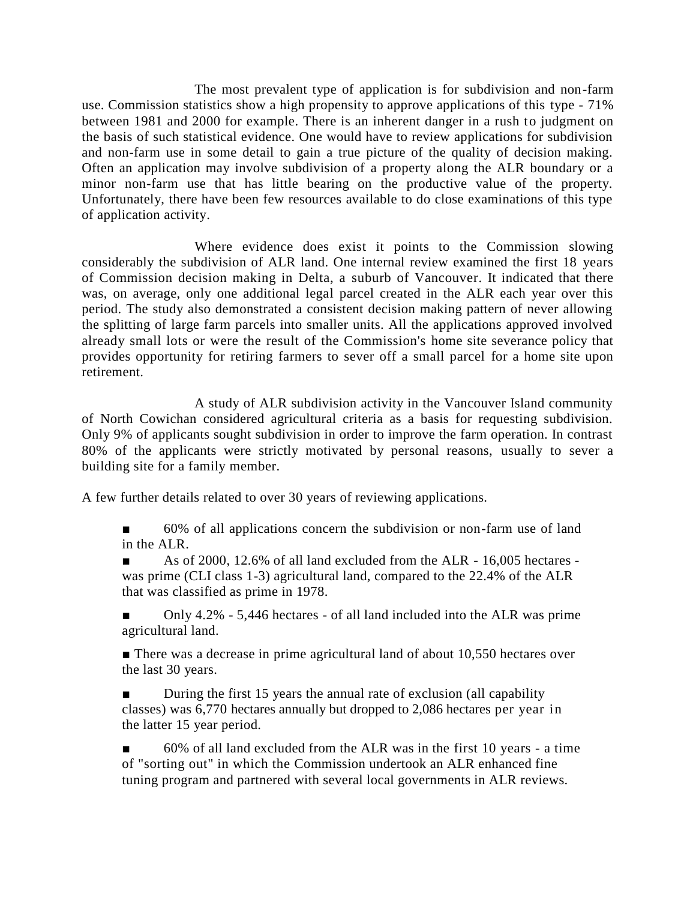The most prevalent type of application is for subdivision and non-farm use. Commission statistics show a high propensity to approve applications of this type - 71% between 1981 and 2000 for example. There is an inherent danger in a rush to judgment on the basis of such statistical evidence. One would have to review applications for subdivision and non-farm use in some detail to gain a true picture of the quality of decision making. Often an application may involve subdivision of a property along the ALR boundary or a minor non-farm use that has little bearing on the productive value of the property. Unfortunately, there have been few resources available to do close examinations of this type of application activity.

Where evidence does exist it points to the Commission slowing considerably the subdivision of ALR land. One internal review examined the first 18 years of Commission decision making in Delta, a suburb of Vancouver. It indicated that there was, on average, only one additional legal parcel created in the ALR each year over this period. The study also demonstrated a consistent decision making pattern of never allowing the splitting of large farm parcels into smaller units. All the applications approved involved already small lots or were the result of the Commission's home site severance policy that provides opportunity for retiring farmers to sever off a small parcel for a home site upon retirement.

A study of ALR subdivision activity in the Vancouver Island community of North Cowichan considered agricultural criteria as a basis for requesting subdivision. Only 9% of applicants sought subdivision in order to improve the farm operation. In contrast 80% of the applicants were strictly motivated by personal reasons, usually to sever a building site for a family member.

A few further details related to over 30 years of reviewing applications.

- 60% of all applications concern the subdivision or non-farm use of land in the ALR.
- As of 2000, 12.6% of all land excluded from the ALR - 16,005 hectares - was prime (CLI class 1-3) agricultural land, compared to the 22.4% of the ALR that was classified as prime in 1978.
- Only 4.2% - 5,446 hectares - of all land included into the ALR was prime agricultural land.
- There was a decrease in prime agricultural land of about 10,550 hectares over the last 30 years.
- During the first 15 years the annual rate of exclusion (all capability classes) was 6,770 hectares annually but dropped to 2,086 hectares per year in the latter 15 year period.
- 60% of all land excluded from the ALR was in the first 10 years - a time of "sorting out" in which the Commission undertook an ALR enhanced fine tuning program and partnered with several local governments in ALR reviews.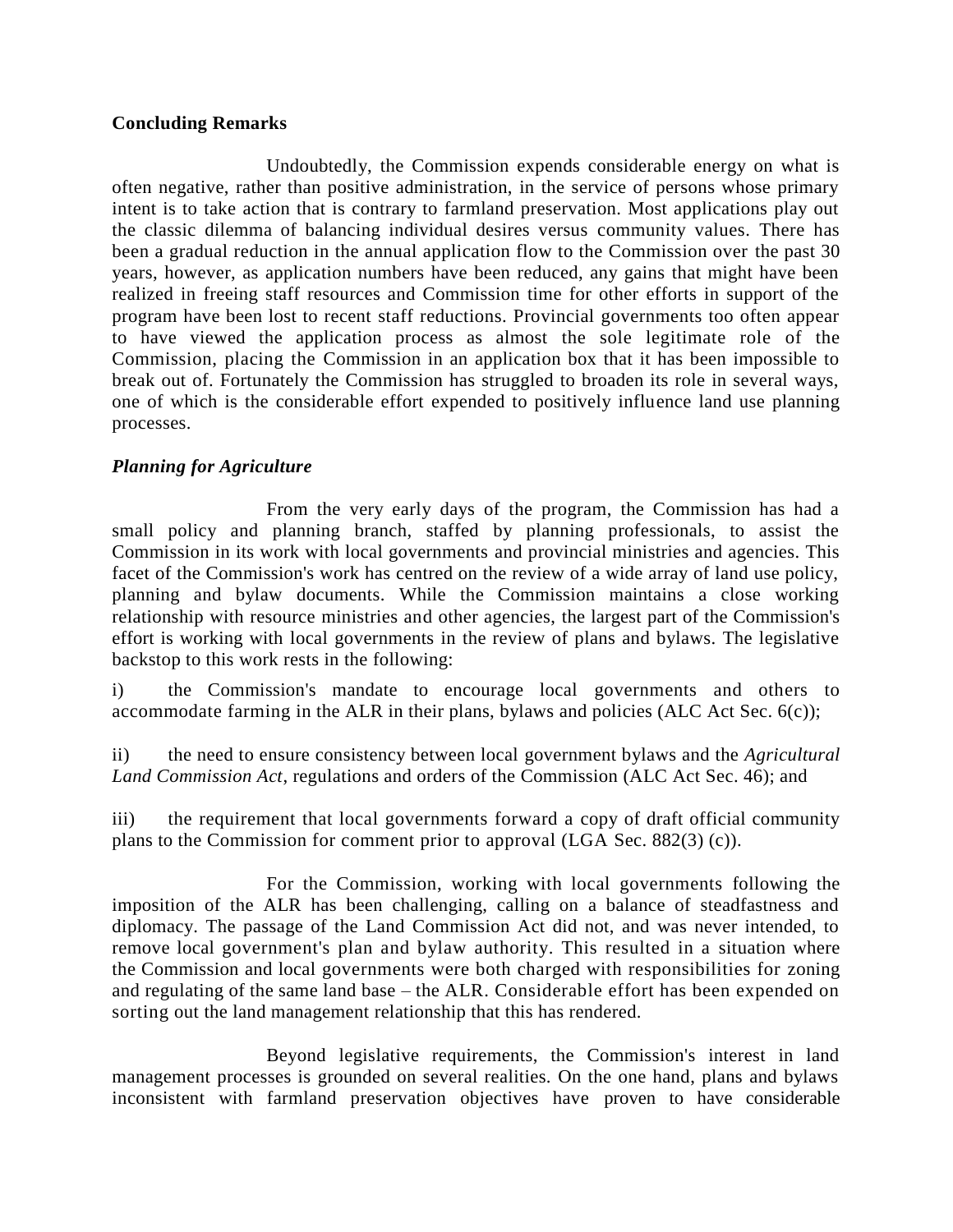**Concluding Remarks**

Undoubtedly, the Commission expends considerable energy on what is often negative, rather than positive administration, in the service of persons whose primary intent is to take action that is contrary to farmland preservation. Most applications play out the classic dilemma of balancing individual desires versus community values. There has been a gradual reduction in the annual application flow to the Commission over the past 30 years, however, as application numbers have been reduced, any gains that might have been realized in freeing staff resources and Commission time for other efforts in support of the program have been lost to recent staff reductions. Provincial governments too often appear to have viewed the application process as almost the sole legitimate role of the Commission, placing the Commission in an application box that it has been impossible to break out of. Fortunately the Commission has struggled to broaden its role in several ways, one of which is the considerable effort expended to positively influence land use planning processes.

***Planning for Agriculture***

From the very early days of the program, the Commission has had a small policy and planning branch, staffed by planning professionals, to assist the Commission in its work with local governments and provincial ministries and agencies. This facet of the Commission's work has centred on the review of a wide array of land use policy, planning and bylaw documents. While the Commission maintains a close working relationship with resource ministries and other agencies, the largest part of the Commission's effort is working with local governments in the review of plans and bylaws. The legislative backstop to this work rests in the following:

i) the Commission's mandate to encourage local governments and others to accommodate farming in the ALR in their plans, bylaws and policies (ALC Act Sec. 6(c));

ii) the need to ensure consistency between local government bylaws and the *Agricultural Land Commission Act*, regulations and orders of the Commission (ALC Act Sec. 46); and

iii) the requirement that local governments forward a copy of draft official community plans to the Commission for comment prior to approval (LGA Sec. 882(3) (c)).

For the Commission, working with local governments following the imposition of the ALR has been challenging, calling on a balance of steadfastness and diplomacy. The passage of the Land Commission Act did not, and was never intended, to remove local government's plan and bylaw authority. This resulted in a situation where the Commission and local governments were both charged with responsibilities for zoning and regulating of the same land base – the ALR. Considerable effort has been expended on sorting out the land management relationship that this has rendered.

Beyond legislative requirements, the Commission's interest in land management processes is grounded on several realities. On the one hand, plans and bylaws inconsistent with farmland preservation objectives have proven to have considerable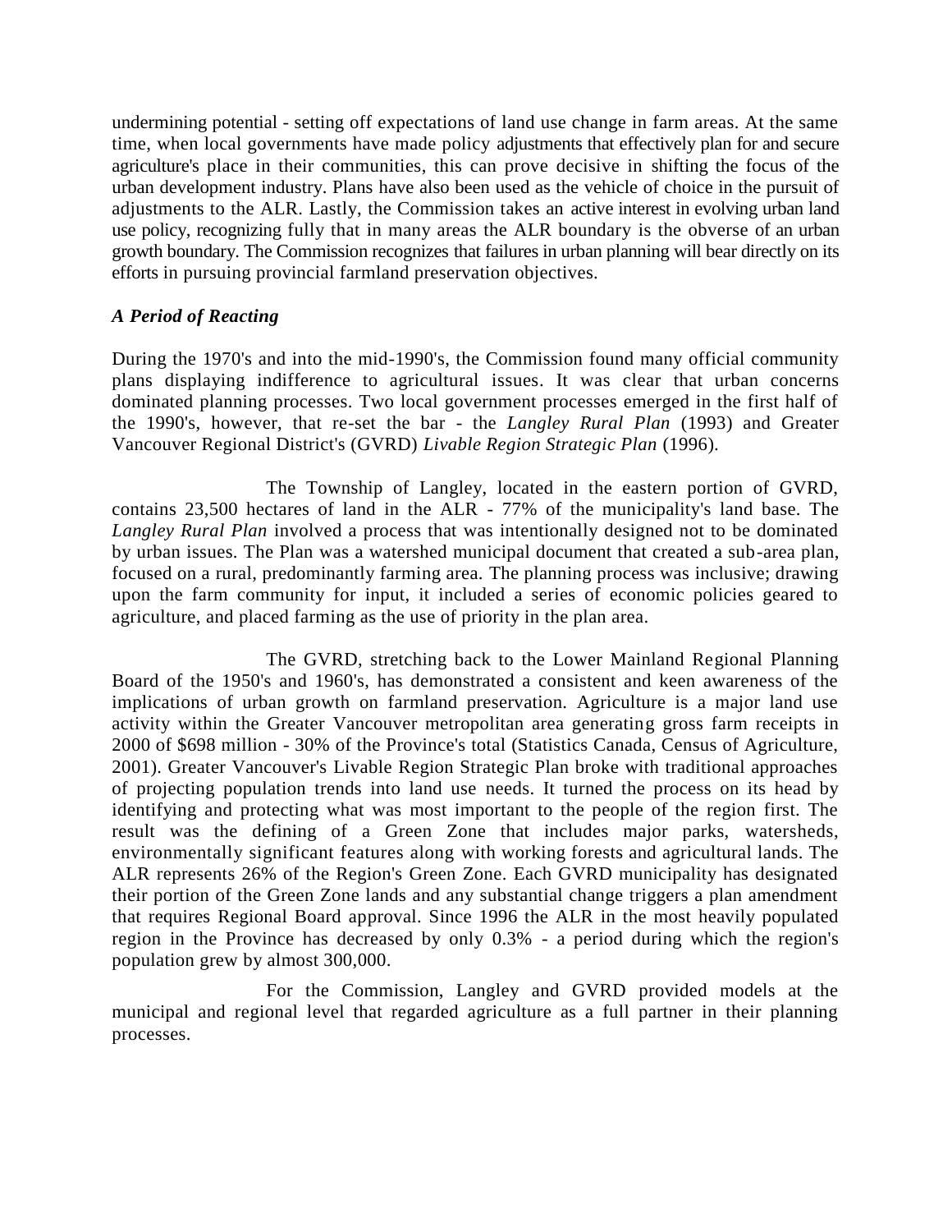undermining potential - setting off expectations of land use change in farm areas. At the same time, when local governments have made policy adjustments that effectively plan for and secure agriculture's place in their communities, this can prove decisive in shifting the focus of the urban development industry. Plans have also been used as the vehicle of choice in the pursuit of adjustments to the ALR. Lastly, the Commission takes an active interest in evolving urban land use policy, recognizing fully that in many areas the ALR boundary is the obverse of an urban growth boundary. The Commission recognizes that failures in urban planning will bear directly on its efforts in pursuing provincial farmland preservation objectives.

### *A Period of Reacting*

During the 1970's and into the mid-1990's, the Commission found many official community plans displaying indifference to agricultural issues. It was clear that urban concerns dominated planning processes. Two local government processes emerged in the first half of the 1990's, however, that re-set the bar - the *Langley Rural Plan* (1993) and Greater Vancouver Regional District's (GVRD) *Livable Region Strategic Plan* (1996).

The Township of Langley, located in the eastern portion of GVRD, contains 23,500 hectares of land in the ALR - 77% of the municipality's land base. The *Langley Rural Plan* involved a process that was intentionally designed not to be dominated by urban issues. The Plan was a watershed municipal document that created a sub-area plan, focused on a rural, predominantly farming area. The planning process was inclusive; drawing upon the farm community for input, it included a series of economic policies geared to agriculture, and placed farming as the use of priority in the plan area.

The GVRD, stretching back to the Lower Mainland Regional Planning Board of the 1950's and 1960's, has demonstrated a consistent and keen awareness of the implications of urban growth on farmland preservation. Agriculture is a major land use activity within the Greater Vancouver metropolitan area generating gross farm receipts in 2000 of $698 million - 30% of the Province's total (Statistics Canada, Census of Agriculture, 2001). Greater Vancouver's Livable Region Strategic Plan broke with traditional approaches of projecting population trends into land use needs. It turned the process on its head by identifying and protecting what was most important to the people of the region first. The result was the defining of a Green Zone that includes major parks, watersheds, environmentally significant features along with working forests and agricultural lands. The ALR represents 26% of the Region's Green Zone. Each GVRD municipality has designated their portion of the Green Zone lands and any substantial change triggers a plan amendment that requires Regional Board approval. Since 1996 the ALR in the most heavily populated region in the Province has decreased by only 0.3% - a period during which the region's population grew by almost 300,000.

For the Commission, Langley and GVRD provided models at the municipal and regional level that regarded agriculture as a full partner in their planning processes.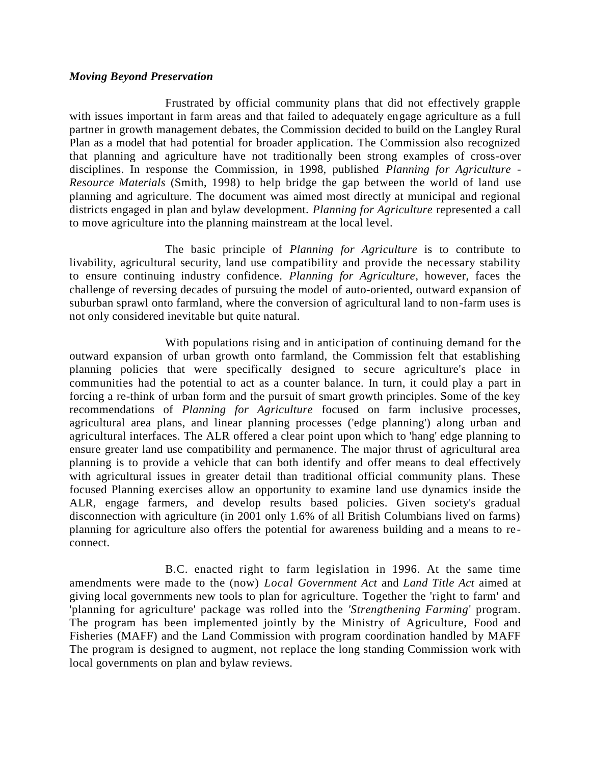### *Moving Beyond Preservation*

Frustrated by official community plans that did not effectively grapple with issues important in farm areas and that failed to adequately engage agriculture as a full partner in growth management debates, the Commission decided to build on the Langley Rural Plan as a model that had potential for broader application. The Commission also recognized that planning and agriculture have not traditionally been strong examples of cross-over disciplines. In response the Commission, in 1998, published *Planning for Agriculture - Resource Materials* (Smith, 1998) to help bridge the gap between the world of land use planning and agriculture. The document was aimed most directly at municipal and regional districts engaged in plan and bylaw development. *Planning for Agriculture* represented a call to move agriculture into the planning mainstream at the local level.

The basic principle of *Planning for Agriculture* is to contribute to livability, agricultural security, land use compatibility and provide the necessary stability to ensure continuing industry confidence. *Planning for Agriculture*, however, faces the challenge of reversing decades of pursuing the model of auto-oriented, outward expansion of suburban sprawl onto farmland, where the conversion of agricultural land to non-farm uses is not only considered inevitable but quite natural.

With populations rising and in anticipation of continuing demand for the outward expansion of urban growth onto farmland, the Commission felt that establishing planning policies that were specifically designed to secure agriculture's place in communities had the potential to act as a counter balance. In turn, it could play a part in forcing a re-think of urban form and the pursuit of smart growth principles. Some of the key recommendations of *Planning for Agriculture* focused on farm inclusive processes, agricultural area plans, and linear planning processes ('edge planning') along urban and agricultural interfaces. The ALR offered a clear point upon which to 'hang' edge planning to ensure greater land use compatibility and permanence. The major thrust of agricultural area planning is to provide a vehicle that can both identify and offer means to deal effectively with agricultural issues in greater detail than traditional official community plans. These focused Planning exercises allow an opportunity to examine land use dynamics inside the ALR, engage farmers, and develop results based policies. Given society's gradual disconnection with agriculture (in 2001 only 1.6% of all British Columbians lived on farms) planning for agriculture also offers the potential for awareness building and a means to re-connect.

B.C. enacted right to farm legislation in 1996. At the same time amendments were made to the (now) *Local Government Act* and *Land Title Act* aimed at giving local governments new tools to plan for agriculture. Together the 'right to farm' and 'planning for agriculture' package was rolled into the '*Strengthening Farming*' program. The program has been implemented jointly by the Ministry of Agriculture, Food and Fisheries (MAFF) and the Land Commission with program coordination handled by MAFF The program is designed to augment, not replace the long standing Commission work with local governments on plan and bylaw reviews.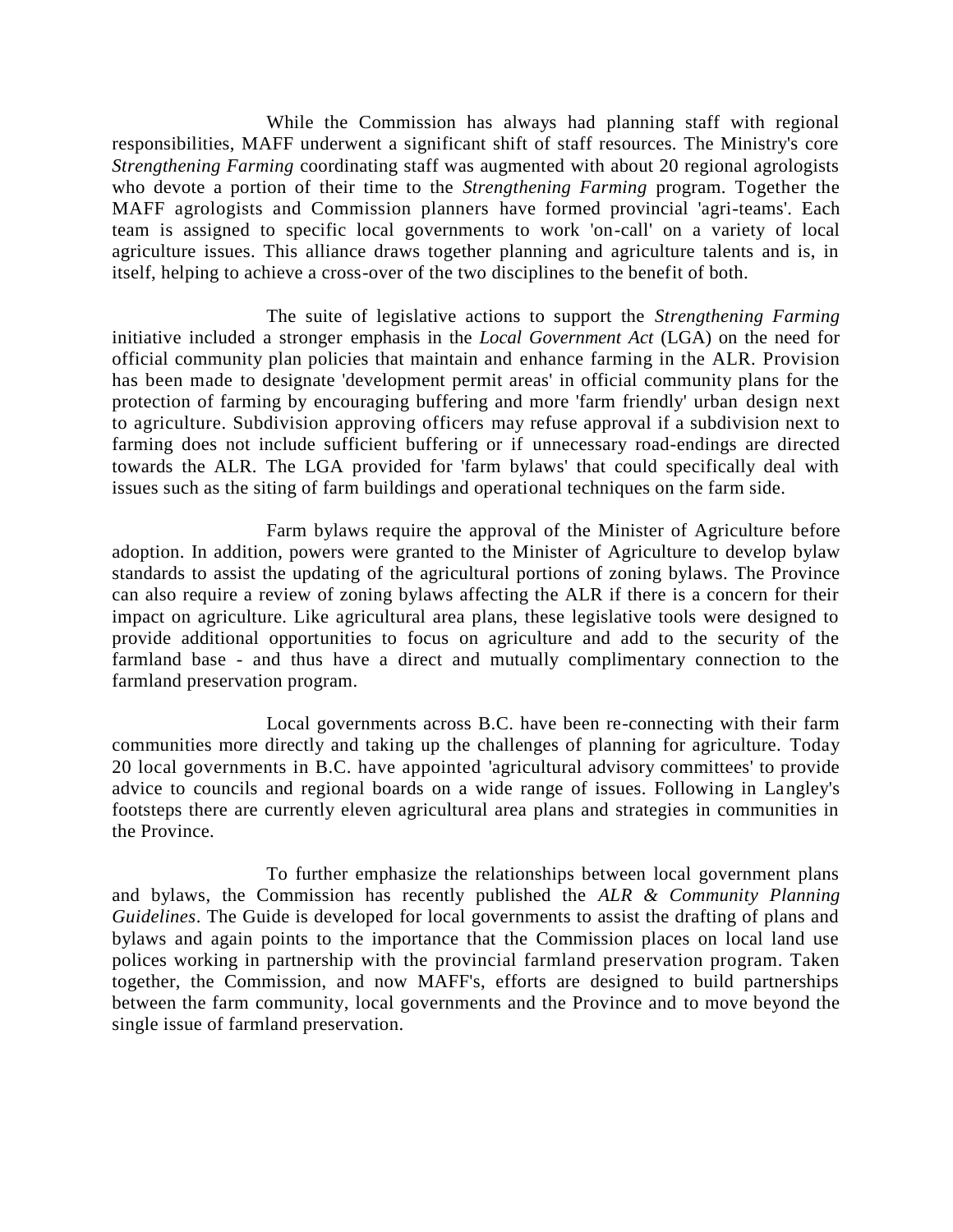While the Commission has always had planning staff with regional responsibilities, MAFF underwent a significant shift of staff resources. The Ministry's core *Strengthening Farming* coordinating staff was augmented with about 20 regional agrologists who devote a portion of their time to the *Strengthening Farming* program. Together the MAFF agrologists and Commission planners have formed provincial 'agri-teams'. Each team is assigned to specific local governments to work 'on-call' on a variety of local agriculture issues. This alliance draws together planning and agriculture talents and is, in itself, helping to achieve a cross-over of the two disciplines to the benefit of both.

The suite of legislative actions to support the *Strengthening Farming* initiative included a stronger emphasis in the *Local Government Act* (LGA) on the need for official community plan policies that maintain and enhance farming in the ALR. Provision has been made to designate 'development permit areas' in official community plans for the protection of farming by encouraging buffering and more 'farm friendly' urban design next to agriculture. Subdivision approving officers may refuse approval if a subdivision next to farming does not include sufficient buffering or if unnecessary road-endings are directed towards the ALR. The LGA provided for 'farm bylaws' that could specifically deal with issues such as the siting of farm buildings and operational techniques on the farm side.

Farm bylaws require the approval of the Minister of Agriculture before adoption. In addition, powers were granted to the Minister of Agriculture to develop bylaw standards to assist the updating of the agricultural portions of zoning bylaws. The Province can also require a review of zoning bylaws affecting the ALR if there is a concern for their impact on agriculture. Like agricultural area plans, these legislative tools were designed to provide additional opportunities to focus on agriculture and add to the security of the farmland base - and thus have a direct and mutually complimentary connection to the farmland preservation program.

Local governments across B.C. have been re-connecting with their farm communities more directly and taking up the challenges of planning for agriculture. Today 20 local governments in B.C. have appointed 'agricultural advisory committees' to provide advice to councils and regional boards on a wide range of issues. Following in Langley's footsteps there are currently eleven agricultural area plans and strategies in communities in the Province.

To further emphasize the relationships between local government plans and bylaws, the Commission has recently published the *ALR & Community Planning Guidelines*. The Guide is developed for local governments to assist the drafting of plans and bylaws and again points to the importance that the Commission places on local land use polices working in partnership with the provincial farmland preservation program. Taken together, the Commission, and now MAFF's, efforts are designed to build partnerships between the farm community, local governments and the Province and to move beyond the single issue of farmland preservation.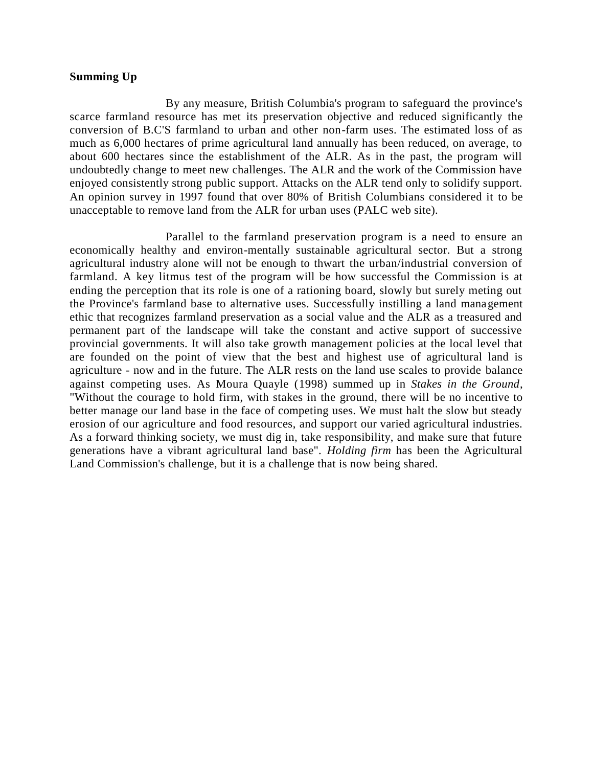**Summing Up**

By any measure, British Columbia's program to safeguard the province's scarce farmland resource has met its preservation objective and reduced significantly the conversion of B.C'S farmland to urban and other non-farm uses. The estimated loss of as much as 6,000 hectares of prime agricultural land annually has been reduced, on average, to about 600 hectares since the establishment of the ALR. As in the past, the program will undoubtedly change to meet new challenges. The ALR and the work of the Commission have enjoyed consistently strong public support. Attacks on the ALR tend only to solidify support. An opinion survey in 1997 found that over 80% of British Columbians considered it to be unacceptable to remove land from the ALR for urban uses (PALC web site).

Parallel to the farmland preservation program is a need to ensure an economically healthy and environ-mentally sustainable agricultural sector. But a strong agricultural industry alone will not be enough to thwart the urban/industrial conversion of farmland. A key litmus test of the program will be how successful the Commission is at ending the perception that its role is one of a rationing board, slowly but surely meting out the Province's farmland base to alternative uses. Successfully instilling a land management ethic that recognizes farmland preservation as a social value and the ALR as a treasured and permanent part of the landscape will take the constant and active support of successive provincial governments. It will also take growth management policies at the local level that are founded on the point of view that the best and highest use of agricultural land is agriculture - now and in the future. The ALR rests on the land use scales to provide balance against competing uses. As Moura Quayle (1998) summed up in *Stakes in the Ground*, "Without the courage to hold firm, with stakes in the ground, there will be no incentive to better manage our land base in the face of competing uses. We must halt the slow but steady erosion of our agriculture and food resources, and support our varied agricultural industries. As a forward thinking society, we must dig in, take responsibility, and make sure that future generations have a vibrant agricultural land base". *Holding firm* has been the Agricultural Land Commission's challenge, but it is a challenge that is now being shared.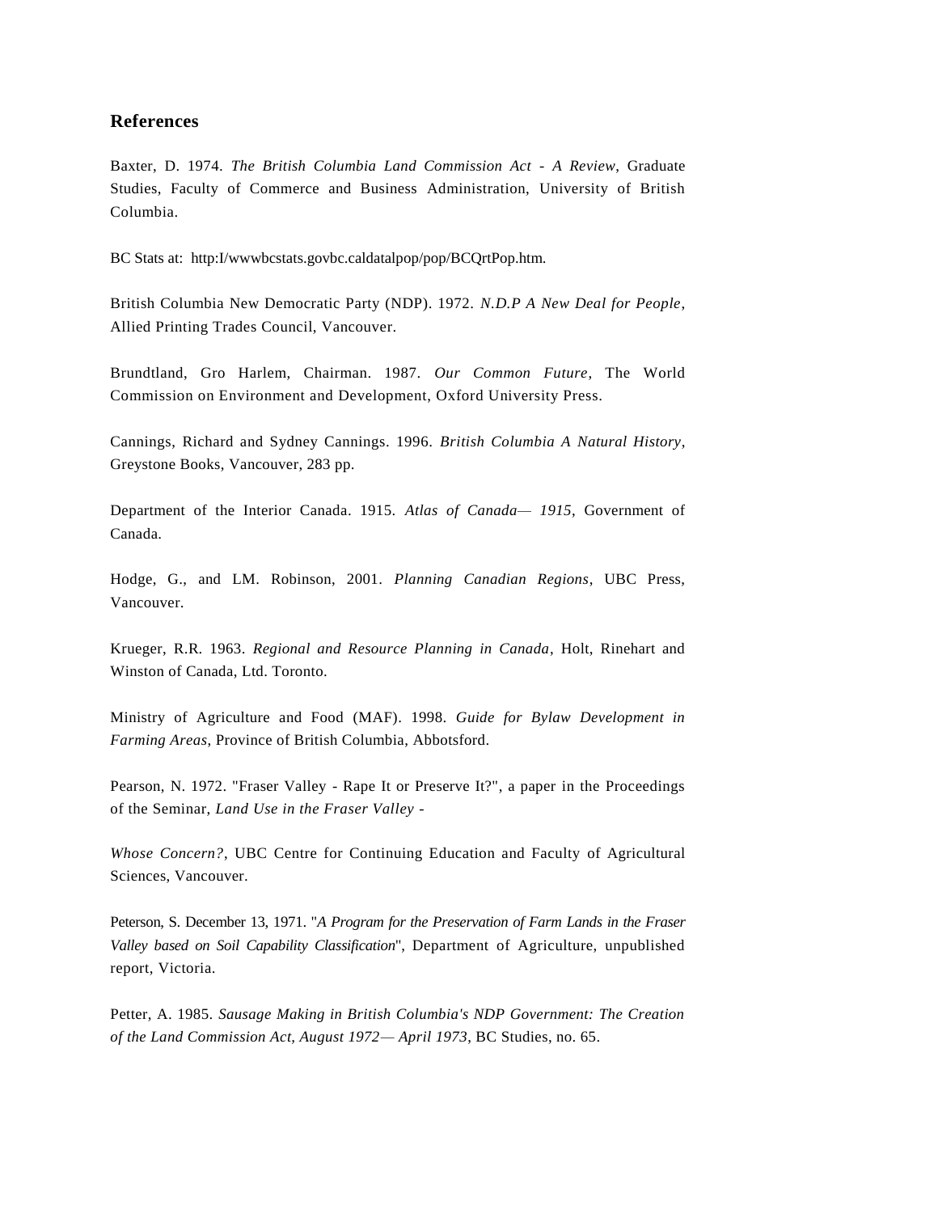## References

Baxter, D. 1974. *The British Columbia Land Commission Act - A Review*, Graduate Studies, Faculty of Commerce and Business Administration, University of British Columbia.

BC Stats at: http:I/wwwbcstats.govbc.caldatalpop/pop/BCQrtPop.htm.

British Columbia New Democratic Party (NDP). 1972. *N.D.P A New Deal for People*, Allied Printing Trades Council, Vancouver.

Brundtland, Gro Harlem, Chairman. 1987. *Our Common Future*, The World Commission on Environment and Development, Oxford University Press.

Cannings, Richard and Sydney Cannings. 1996. *British Columbia A Natural History*, Greystone Books, Vancouver, 283 pp.

Department of the Interior Canada. 1915. *Atlas of Canada— 1915*, Government of Canada.

Hodge, G., and LM. Robinson, 2001. *Planning Canadian Regions*, UBC Press, Vancouver.

Krueger, R.R. 1963. *Regional and Resource Planning in Canada*, Holt, Rinehart and Winston of Canada, Ltd. Toronto.

Ministry of Agriculture and Food (MAF). 1998. *Guide for Bylaw Development in Farming Areas,* Province of British Columbia, Abbotsford.

Pearson, N. 1972. "Fraser Valley - Rape It or Preserve It?", a paper in the Proceedings of the Seminar, *Land Use in the Fraser Valley -*

*Whose Concern?*, UBC Centre for Continuing Education and Faculty of Agricultural Sciences, Vancouver.

Peterson, S. December 13, 1971. "*A Program for the Preservation of Farm Lands in the Fraser Valley based on Soil Capability Classification*", Department of Agriculture, unpublished report, Victoria.

Petter, A. 1985. *Sausage Making in British Columbia's NDP Government: The Creation of the Land Commission Act, August 1972— April 1973*, BC Studies, no. 65.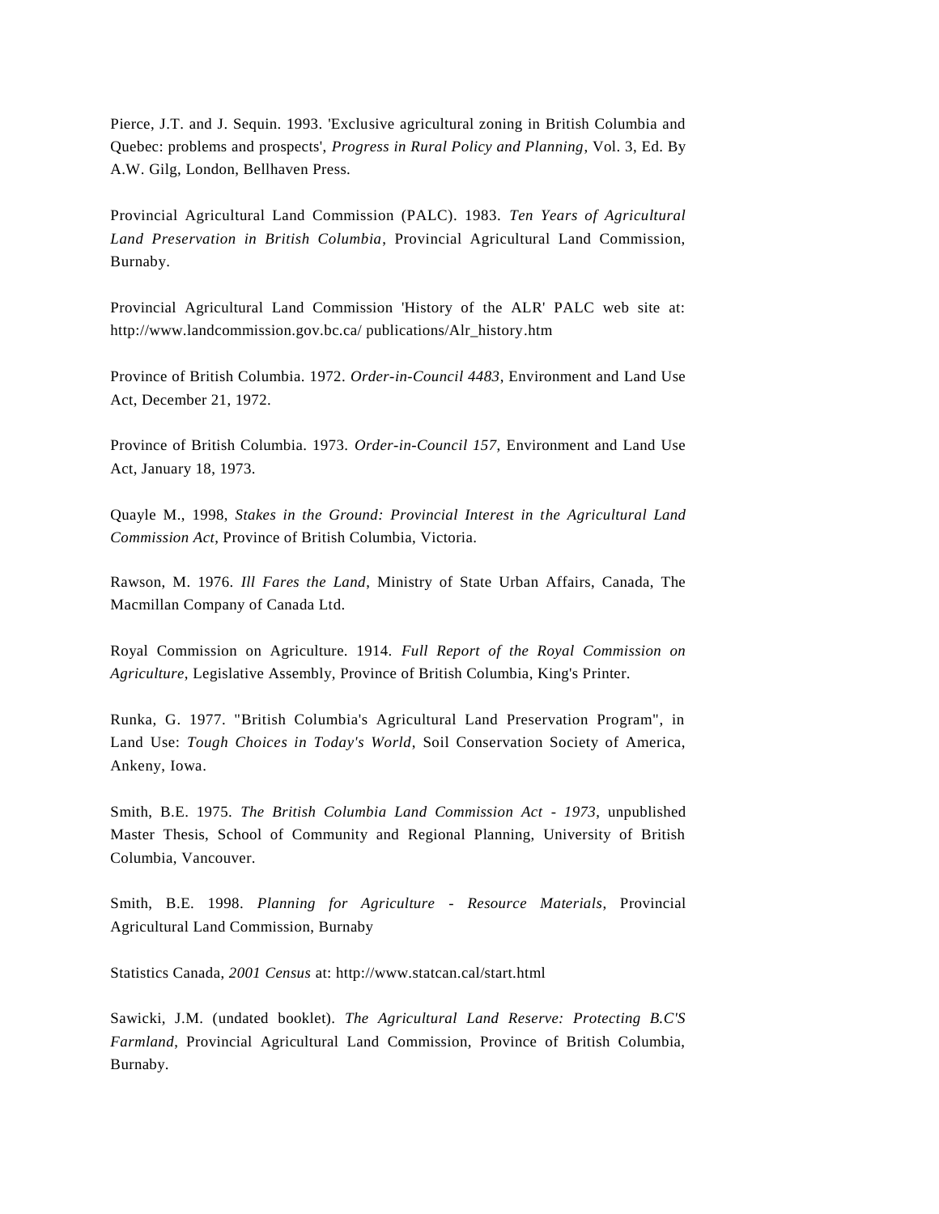Pierce, J.T. and J. Sequin. 1993. 'Exclusive agricultural zoning in British Columbia and Quebec: problems and prospects', *Progress in Rural Policy and Planning*, Vol. 3, Ed. By A.W. Gilg, London, Bellhaven Press.

Provincial Agricultural Land Commission (PALC). 1983. *Ten Years of Agricultural Land Preservation in British Columbia*, Provincial Agricultural Land Commission, Burnaby.

Provincial Agricultural Land Commission 'History of the ALR' PALC web site at: http://www.landcommission.gov.bc.ca/ publications/Alr_history.htm

Province of British Columbia. 1972. *Order-in-Council 4483*, Environment and Land Use Act, December 21, 1972.

Province of British Columbia. 1973. *Order-in-Council 157*, Environment and Land Use Act, January 18, 1973.

Quayle M., 1998, *Stakes in the Ground: Provincial Interest in the Agricultural Land Commission Act*, Province of British Columbia, Victoria.

Rawson, M. 1976. *Ill Fares the Land*, Ministry of State Urban Affairs, Canada, The Macmillan Company of Canada Ltd.

Royal Commission on Agriculture. 1914. *Full Report of the Royal Commission on Agriculture*, Legislative Assembly, Province of British Columbia, King's Printer.

Runka, G. 1977. "British Columbia's Agricultural Land Preservation Program", in Land Use: *Tough Choices in Today's World*, Soil Conservation Society of America, Ankeny, Iowa.

Smith, B.E. 1975. *The British Columbia Land Commission Act - 1973*, unpublished Master Thesis, School of Community and Regional Planning, University of British Columbia, Vancouver.

Smith, B.E. 1998. *Planning for Agriculture - Resource Materials*, Provincial Agricultural Land Commission, Burnaby

Statistics Canada, *2001 Census* at: http://www.statcan.cal/start.html

Sawicki, J.M. (undated booklet). *The Agricultural Land Reserve: Protecting B.C'S Farmland*, Provincial Agricultural Land Commission, Province of British Columbia, Burnaby.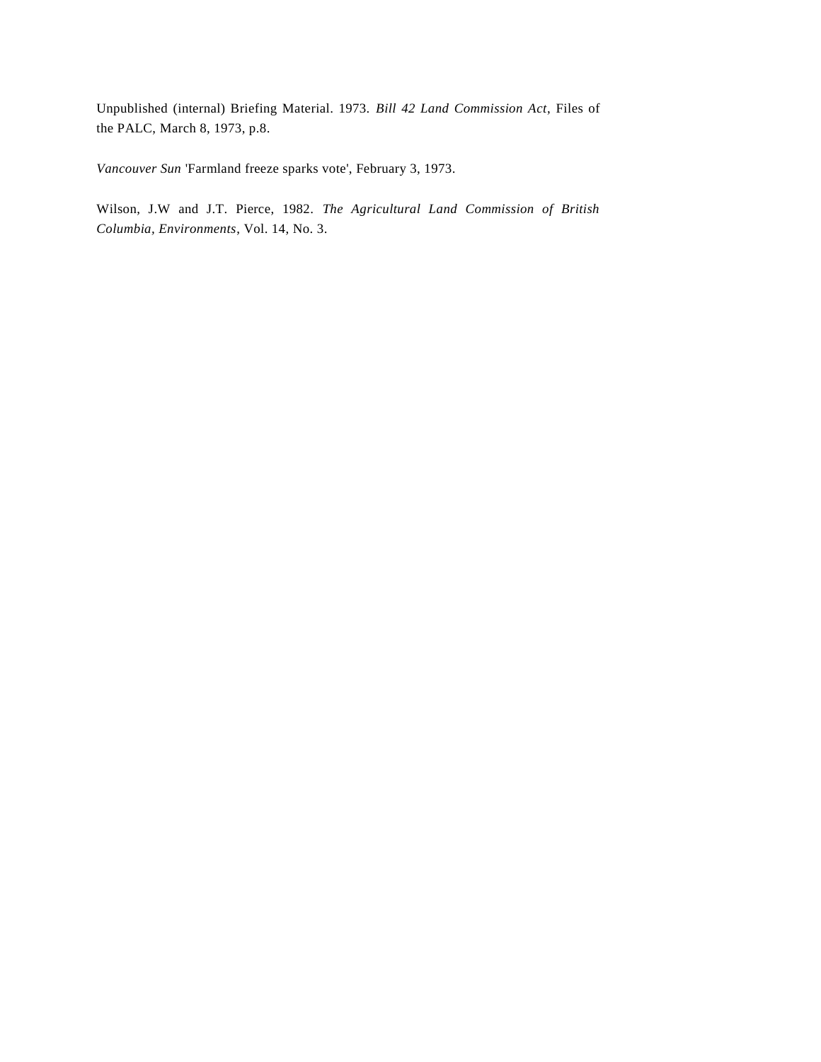Unpublished (internal) Briefing Material. 1973. *Bill 42 Land Commission Act*, Files of the PALC, March 8, 1973, p.8.

*Vancouver Sun* 'Farmland freeze sparks vote', February 3, 1973.

Wilson, J.W and J.T. Pierce, 1982. *The Agricultural Land Commission of British Columbia, Environments*, Vol. 14, No. 3.